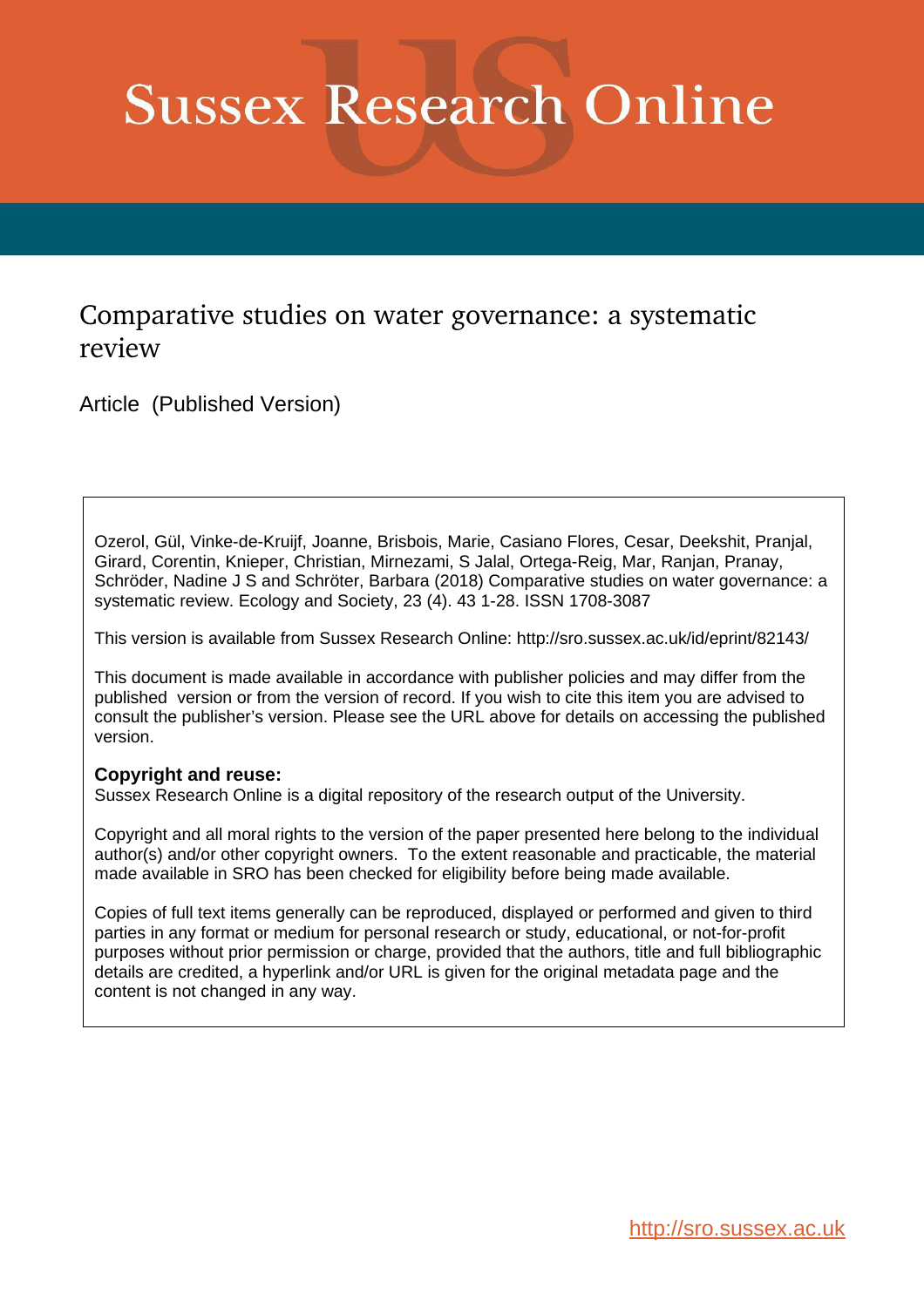# Sussex Research Online

## Comparative studies on water governance: a systematic review

Article (Published Version)

Ozerol, Gül, Vinke-de-Kruijf, Joanne, Brisbois, Marie, Casiano Flores, Cesar, Deekshit, Pranjal, Girard, Corentin, Knieper, Christian, Mirnezami, S Jalal, Ortega-Reig, Mar, Ranjan, Pranay, Schröder, Nadine J S and Schröter, Barbara (2018) Comparative studies on water governance: a systematic review. Ecology and Society, 23 (4). 43 1-28. ISSN 1708-3087

This version is available from Sussex Research Online: http://sro.sussex.ac.uk/id/eprint/82143/

This document is made available in accordance with publisher policies and may differ from the published version or from the version of record. If you wish to cite this item you are advised to consult the publisher's version. Please see the URL above for details on accessing the published version.

**Copyright and reuse:**
Sussex Research Online is a digital repository of the research output of the University.

Copyright and all moral rights to the version of the paper presented here belong to the individual author(s) and/or other copyright owners. To the extent reasonable and practicable, the material made available in SRO has been checked for eligibility before being made available.

Copies of full text items generally can be reproduced, displayed or performed and given to third parties in any format or medium for personal research or study, educational, or not-for-profit purposes without prior permission or charge, provided that the authors, title and full bibliographic details are credited, a hyperlink and/or URL is given for the original metadata page and the content is not changed in any way.

http://sro.sussex.ac.uk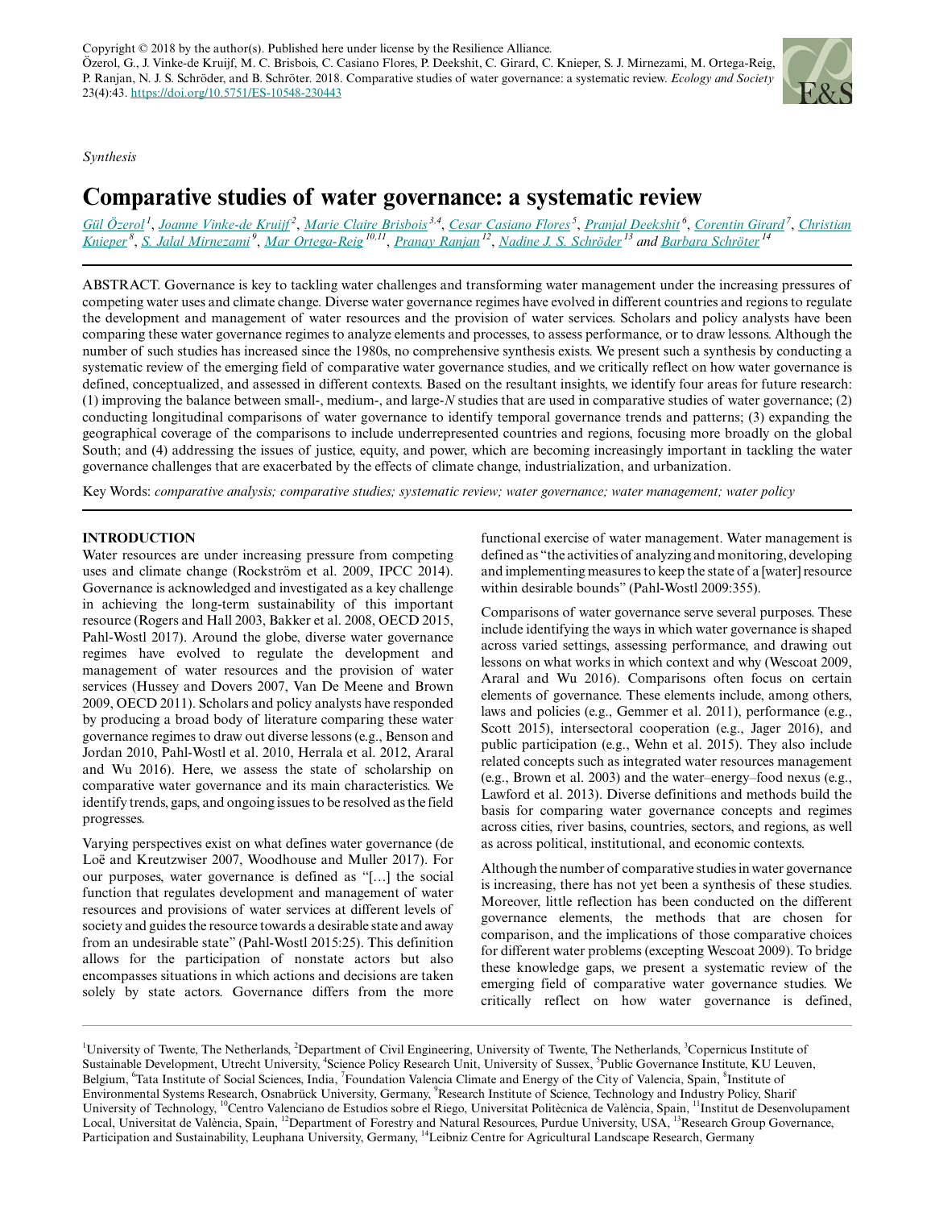*Synthesis*

# Comparative studies of water governance: a systematic review

Gül Özerol[1], Joanne Vinke-de Kruijf[2], Marie Claire Brisbois[3,4], Cesar Casiano Flores[5], Pranjal Deekshit[6], Corentin Girard[7], Christian Knieper[8], S. Jalal Mirnezami[9], Mar Ortega-Reig[10,11], Pranay Ranjan[12], Nadine J. S. Schröder[13] and Barbara Schröter[14]

ABSTRACT. Governance is key to tackling water challenges and transforming water management under the increasing pressures of competing water uses and climate change. Diverse water governance regimes have evolved in different countries and regions to regulate the development and management of water resources and the provision of water services. Scholars and policy analysts have been comparing these water governance regimes to analyze elements and processes, to assess performance, or to draw lessons. Although the number of such studies has increased since the 1980s, no comprehensive synthesis exists. We present such a synthesis by conducting a systematic review of the emerging field of comparative water governance studies, and we critically reflect on how water governance is defined, conceptualized, and assessed in different contexts. Based on the resultant insights, we identify four areas for future research: (1) improving the balance between small-, medium-, and large-*N* studies that are used in comparative studies of water governance; (2) conducting longitudinal comparisons of water governance to identify temporal governance trends and patterns; (3) expanding the geographical coverage of the comparisons to include underrepresented countries and regions, focusing more broadly on the global South; and (4) addressing the issues of justice, equity, and power, which are becoming increasingly important in tackling the water governance challenges that are exacerbated by the effects of climate change, industrialization, and urbanization.

Key Words: *comparative analysis; comparative studies; systematic review; water governance; water management; water policy*

## INTRODUCTION

Water resources are under increasing pressure from competing uses and climate change (Rockström et al. 2009, IPCC 2014). Governance is acknowledged and investigated as a key challenge in achieving the long-term sustainability of this important resource (Rogers and Hall 2003, Bakker et al. 2008, OECD 2015, Pahl-Wostl 2017). Around the globe, diverse water governance regimes have evolved to regulate the development and management of water resources and the provision of water services (Hussey and Dovers 2007, Van De Meene and Brown 2009, OECD 2011). Scholars and policy analysts have responded by producing a broad body of literature comparing these water governance regimes to draw out diverse lessons (e.g., Benson and Jordan 2010, Pahl-Wostl et al. 2010, Herrala et al. 2012, Araral and Wu 2016). Here, we assess the state of scholarship on comparative water governance and its main characteristics. We identify trends, gaps, and ongoing issues to be resolved as the field progresses.

Varying perspectives exist on what defines water governance (de Loë and Kreutzwiser 2007, Woodhouse and Muller 2017). For our purposes, water governance is defined as "[…] the social function that regulates development and management of water resources and provisions of water services at different levels of society and guides the resource towards a desirable state and away from an undesirable state" (Pahl-Wostl 2015:25). This definition allows for the participation of nonstate actors but also encompasses situations in which actions and decisions are taken solely by state actors. Governance differs from the more functional exercise of water management. Water management is defined as "the activities of analyzing and monitoring, developing and implementing measures to keep the state of a [water] resource within desirable bounds" (Pahl-Wostl 2009:355).

Comparisons of water governance serve several purposes. These include identifying the ways in which water governance is shaped across varied settings, assessing performance, and drawing out lessons on what works in which context and why (Wescoat 2009, Araral and Wu 2016). Comparisons often focus on certain elements of governance. These elements include, among others, laws and policies (e.g., Gemmer et al. 2011), performance (e.g., Scott 2015), intersectoral cooperation (e.g., Jager 2016), and public participation (e.g., Wehn et al. 2015). They also include related concepts such as integrated water resources management (e.g., Brown et al. 2003) and the water–energy–food nexus (e.g., Lawford et al. 2013). Diverse definitions and methods build the basis for comparing water governance concepts and regimes across cities, river basins, countries, sectors, and regions, as well as across political, institutional, and economic contexts.

Although the number of comparative studies in water governance is increasing, there has not yet been a synthesis of these studies. Moreover, little reflection has been conducted on the different governance elements, the methods that are chosen for comparison, and the implications of those comparative choices for different water problems (excepting Wescoat 2009). To bridge these knowledge gaps, we present a systematic review of the emerging field of comparative water governance studies. We critically reflect on how water governance is defined,

[1]University of Twente, The Netherlands, [2]Department of Civil Engineering, University of Twente, The Netherlands, [3]Copernicus Institute of Sustainable Development, Utrecht University, [4]Science Policy Research Unit, University of Sussex, [5]Public Governance Institute, KU Leuven, Belgium, [6]Tata Institute of Social Sciences, India, [7]Foundation Valencia Climate and Energy of the City of Valencia, Spain, [8]Institute of Environmental Systems Research, Osnabrück University, Germany, [9]Research Institute of Science, Technology and Industry Policy, Sharif University of Technology, [10]Centro Valenciano de Estudios sobre el Riego, Universitat Politècnica de València, Spain, [11]Institut de Desenvolupament Local, Universitat de València, Spain, [12]Department of Forestry and Natural Resources, Purdue University, USA, [13]Research Group Governance, Participation and Sustainability, Leuphana University, Germany, [14]Leibniz Centre for Agricultural Landscape Research, Germany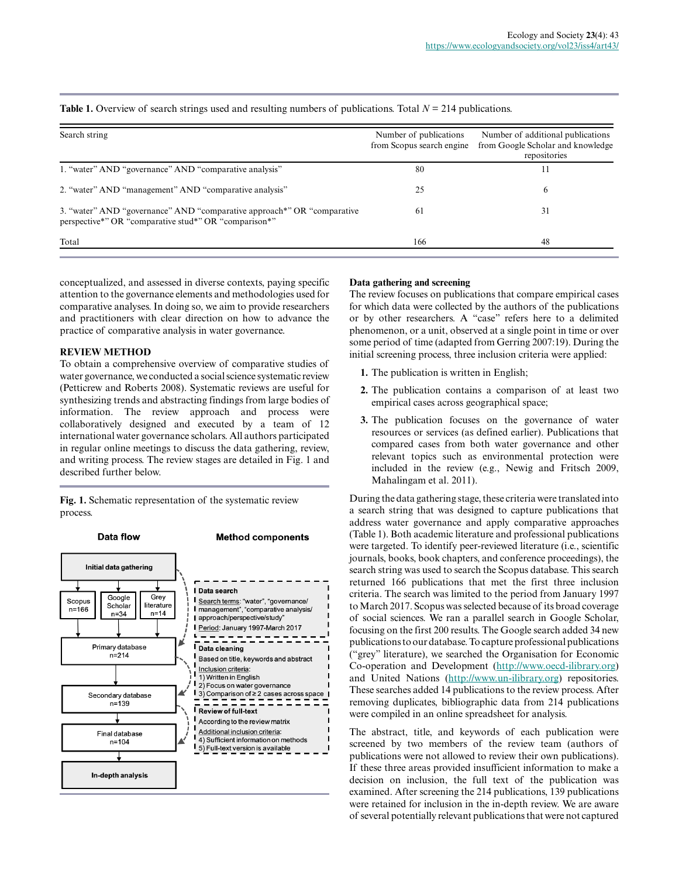**Table 1.** Overview of search strings used and resulting numbers of publications. Total *N* = 214 publications.

| Search string | Number of publications from Scopus search engine | Number of additional publications from Google Scholar and knowledge repositories |
|---|---|---|
| 1. "water" AND "governance" AND "comparative analysis" | 80 | 11 |
| 2. "water" AND "management" AND "comparative analysis" | 25 | 6 |
| 3. "water" AND "governance" AND "comparative approach*" OR "comparative perspective*" OR "comparative stud*" OR "comparison*" | 61 | 31 |
| Total | 166 | 48 |

conceptualized, and assessed in diverse contexts, paying specific attention to the governance elements and methodologies used for comparative analyses. In doing so, we aim to provide researchers and practitioners with clear direction on how to advance the practice of comparative analysis in water governance.

## REVIEW METHOD

To obtain a comprehensive overview of comparative studies of water governance, we conducted a social science systematic review (Petticrew and Roberts 2008). Systematic reviews are useful for synthesizing trends and abstracting findings from large bodies of information. The review approach and process were collaboratively designed and executed by a team of 12 international water governance scholars. All authors participated in regular online meetings to discuss the data gathering, review, and writing process. The review stages are detailed in Fig. 1 and described further below.

**Fig. 1.** Schematic representation of the systematic review process.

| Data flow | Method components |
|---|---|
| Initial data gathering: Scopus n=166; Google Scholar n=34; Grey literature n=14 | **Data search** — Search terms: "water", "governance/management", "comparative analysis/approach/perspective/study"; Period: January 1997-March 2017 |
| Primary database n=214 | **Data cleaning** — Based on title, keywords and abstract. Inclusion criteria: 1) Written in English; 2) Focus on water governance; 3) Comparison of ≥ 2 cases across space |
| Secondary database n=139 | **Review of full-text** — According to the review matrix. Additional inclusion criteria: 4) Sufficient information on methods; 5) Full-text version is available |
| Final database n=104 | |
| In-depth analysis | |

### Data gathering and screening

The review focuses on publications that compare empirical cases for which data were collected by the authors of the publications or by other researchers. A "case" refers here to a delimited phenomenon, or a unit, observed at a single point in time or over some period of time (adapted from Gerring 2007:19). During the initial screening process, three inclusion criteria were applied:

1. The publication is written in English;
2. The publication contains a comparison of at least two empirical cases across geographical space;
3. The publication focuses on the governance of water resources or services (as defined earlier). Publications that compared cases from both water governance and other relevant topics such as environmental protection were included in the review (e.g., Newig and Fritsch 2009, Mahalingam et al. 2011).

During the data gathering stage, these criteria were translated into a search string that was designed to capture publications that address water governance and apply comparative approaches (Table 1). Both academic literature and professional publications were targeted. To identify peer-reviewed literature (i.e., scientific journals, books, book chapters, and conference proceedings), the search string was used to search the Scopus database. This search returned 166 publications that met the first three inclusion criteria. The search was limited to the period from January 1997 to March 2017. Scopus was selected because of its broad coverage of social sciences. We ran a parallel search in Google Scholar, focusing on the first 200 results. The Google search added 34 new publications to our database. To capture professional publications ("grey" literature), we searched the Organisation for Economic Co-operation and Development (http://www.oecd-ilibrary.org) and United Nations (http://www.un-ilibrary.org) repositories. These searches added 14 publications to the review process. After removing duplicates, bibliographic data from 214 publications were compiled in an online spreadsheet for analysis.

The abstract, title, and keywords of each publication were screened by two members of the review team (authors of publications were not allowed to review their own publications). If these three areas provided insufficient information to make a decision on inclusion, the full text of the publication was examined. After screening the 214 publications, 139 publications were retained for inclusion in the in-depth review. We are aware of several potentially relevant publications that were not captured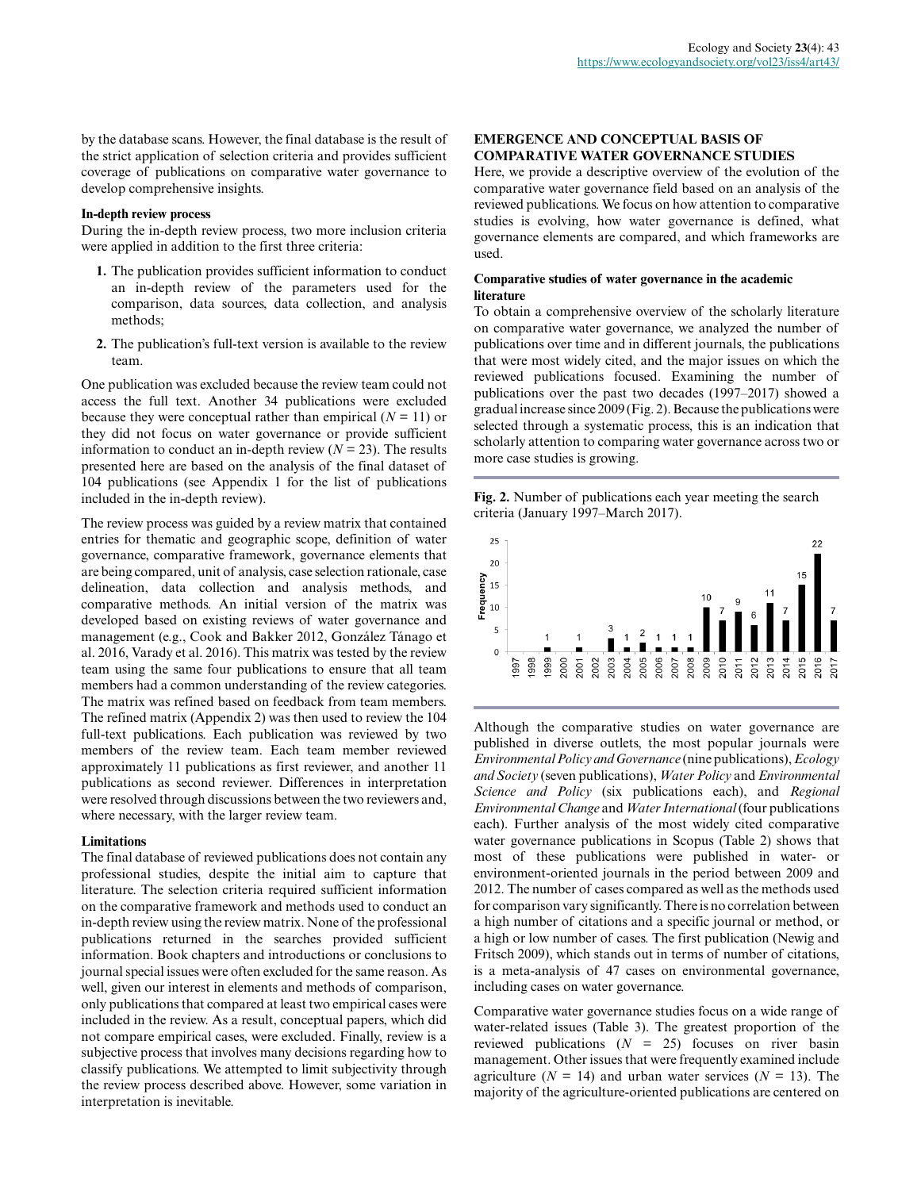by the database scans. However, the final database is the result of the strict application of selection criteria and provides sufficient coverage of publications on comparative water governance to develop comprehensive insights.

### In-depth review process

During the in-depth review process, two more inclusion criteria were applied in addition to the first three criteria:

1. The publication provides sufficient information to conduct an in-depth review of the parameters used for the comparison, data sources, data collection, and analysis methods;
2. The publication's full-text version is available to the review team.

One publication was excluded because the review team could not access the full text. Another 34 publications were excluded because they were conceptual rather than empirical ($N = 11$) or they did not focus on water governance or provide sufficient information to conduct an in-depth review ($N = 23$). The results presented here are based on the analysis of the final dataset of 104 publications (see Appendix 1 for the list of publications included in the in-depth review).

The review process was guided by a review matrix that contained entries for thematic and geographic scope, definition of water governance, comparative framework, governance elements that are being compared, unit of analysis, case selection rationale, case delineation, data collection and analysis methods, and comparative methods. An initial version of the matrix was developed based on existing reviews of water governance and management (e.g., Cook and Bakker 2012, González Tánago et al. 2016, Varady et al. 2016). This matrix was tested by the review team using the same four publications to ensure that all team members had a common understanding of the review categories. The matrix was refined based on feedback from team members. The refined matrix (Appendix 2) was then used to review the 104 full-text publications. Each publication was reviewed by two members of the review team. Each team member reviewed approximately 11 publications as first reviewer, and another 11 publications as second reviewer. Differences in interpretation were resolved through discussions between the two reviewers and, where necessary, with the larger review team.

### Limitations

The final database of reviewed publications does not contain any professional studies, despite the initial aim to capture that literature. The selection criteria required sufficient information on the comparative framework and methods used to conduct an in-depth review using the review matrix. None of the professional publications returned in the searches provided sufficient information. Book chapters and introductions or conclusions to journal special issues were often excluded for the same reason. As well, given our interest in elements and methods of comparison, only publications that compared at least two empirical cases were included in the review. As a result, conceptual papers, which did not compare empirical cases, were excluded. Finally, review is a subjective process that involves many decisions regarding how to classify publications. We attempted to limit subjectivity through the review process described above. However, some variation in interpretation is inevitable.

## EMERGENCE AND CONCEPTUAL BASIS OF COMPARATIVE WATER GOVERNANCE STUDIES

Here, we provide a descriptive overview of the evolution of the comparative water governance field based on an analysis of the reviewed publications. We focus on how attention to comparative studies is evolving, how water governance is defined, what governance elements are compared, and which frameworks are used.

### Comparative studies of water governance in the academic literature

To obtain a comprehensive overview of the scholarly literature on comparative water governance, we analyzed the number of publications over time and in different journals, the publications that were most widely cited, and the major issues on which the reviewed publications focused. Examining the number of publications over the past two decades (1997–2017) showed a gradual increase since 2009 (Fig. 2). Because the publications were selected through a systematic process, this is an indication that scholarly attention to comparing water governance across two or more case studies is growing.

**Fig. 2.** Number of publications each year meeting the search criteria (January 1997–March 2017).

Frequency

0 5 10 15 20 25

1997 1998 1999 2000 2001 2002 2003 2004 2005 2006 2007 2008 2009 2010 2011 2012 2013 2014 2015 2016 2017

1 1 3 1 2 1 1 1 10 7 9 6 11 7 15 22 7

Although the comparative studies on water governance are published in diverse outlets, the most popular journals were *Environmental Policy and Governance* (nine publications), *Ecology and Society* (seven publications), *Water Policy* and *Environmental Science and Policy* (six publications each), and *Regional Environmental Change* and *Water International* (four publications each). Further analysis of the most widely cited comparative water governance publications in Scopus (Table 2) shows that most of these publications were published in water- or environment-oriented journals in the period between 2009 and 2012. The number of cases compared as well as the methods used for comparison vary significantly. There is no correlation between a high number of citations and a specific journal or method, or a high or low number of cases. The first publication (Newig and Fritsch 2009), which stands out in terms of number of citations, is a meta-analysis of 47 cases on environmental governance, including cases on water governance.

Comparative water governance studies focus on a wide range of water-related issues (Table 3). The greatest proportion of the reviewed publications ($N = 25$) focuses on river basin management. Other issues that were frequently examined include agriculture ($N = 14$) and urban water services ($N = 13$). The majority of the agriculture-oriented publications are centered on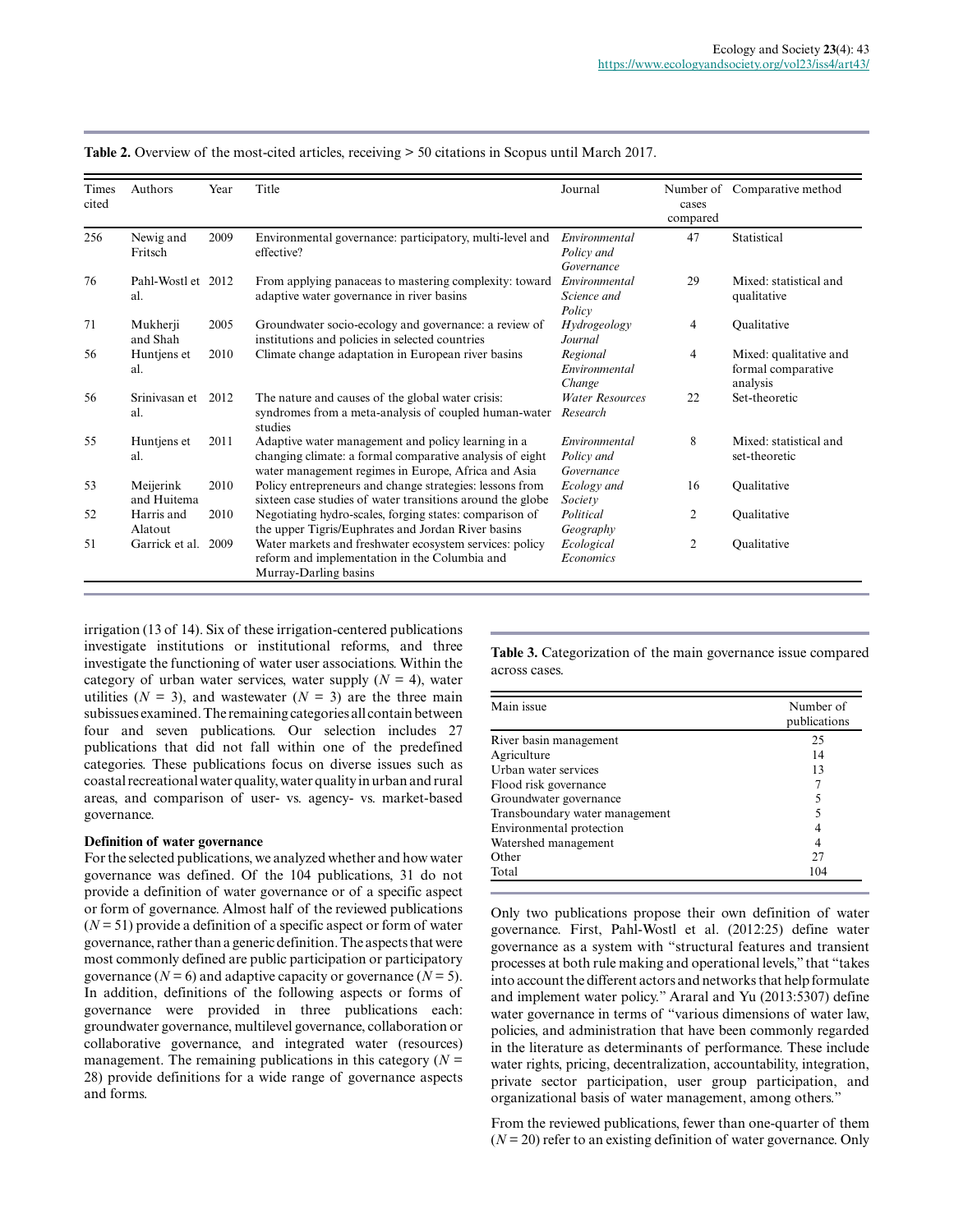**Table 2.** Overview of the most-cited articles, receiving > 50 citations in Scopus until March 2017.

| Times cited | Authors | Year | Title | Journal | Number of cases compared | Comparative method |
|---|---|---|---|---|---|---|
| 256 | Newig and Fritsch | 2009 | Environmental governance: participatory, multi-level and effective? | *Environmental Policy and Governance* | 47 | Statistical |
| 76 | Pahl-Wostl et al. | 2012 | From applying panaceas to mastering complexity: toward adaptive water governance in river basins | *Environmental Science and Policy* | 29 | Mixed: statistical and qualitative |
| 71 | Mukherji and Shah | 2005 | Groundwater socio-ecology and governance: a review of institutions and policies in selected countries | *Hydrogeology Journal* | 4 | Qualitative |
| 56 | Huntjens et al. | 2010 | Climate change adaptation in European river basins | *Regional Environmental Change* | 4 | Mixed: qualitative and formal comparative analysis |
| 56 | Srinivasan et al. | 2012 | The nature and causes of the global water crisis: syndromes from a meta-analysis of coupled human-water studies | *Water Resources Research* | 22 | Set-theoretic |
| 55 | Huntjens et al. | 2011 | Adaptive water management and policy learning in a changing climate: a formal comparative analysis of eight water management regimes in Europe, Africa and Asia | *Environmental Policy and Governance* | 8 | Mixed: statistical and set-theoretic |
| 53 | Meijerink and Huitema | 2010 | Policy entrepreneurs and change strategies: lessons from sixteen case studies of water transitions around the globe | *Ecology and Society* | 16 | Qualitative |
| 52 | Harris and Alatout | 2010 | Negotiating hydro-scales, forging states: comparison of the upper Tigris/Euphrates and Jordan River basins | *Political Geography* | 2 | Qualitative |
| 51 | Garrick et al. | 2009 | Water markets and freshwater ecosystem services: policy reform and implementation in the Columbia and Murray-Darling basins | *Ecological Economics* | 2 | Qualitative |

irrigation (13 of 14). Six of these irrigation-centered publications investigate institutions or institutional reforms, and three investigate the functioning of water user associations. Within the category of urban water services, water supply ($N = 4$), water utilities ($N = 3$), and wastewater ($N = 3$) are the three main subissues examined. The remaining categories all contain between four and seven publications. Our selection includes 27 publications that did not fall within one of the predefined categories. These publications focus on diverse issues such as coastal recreational water quality, water quality in urban and rural areas, and comparison of user- vs. agency- vs. market-based governance.

**Table 3.** Categorization of the main governance issue compared across cases.

| Main issue | Number of publications |
|---|---|
| River basin management | 25 |
| Agriculture | 14 |
| Urban water services | 13 |
| Flood risk governance | 7 |
| Groundwater governance | 5 |
| Transboundary water management | 5 |
| Environmental protection | 4 |
| Watershed management | 4 |
| Other | 27 |
| Total | 104 |

### Definition of water governance

For the selected publications, we analyzed whether and how water governance was defined. Of the 104 publications, 31 do not provide a definition of water governance or of a specific aspect or form of governance. Almost half of the reviewed publications ($N = 51$) provide a definition of a specific aspect or form of water governance, rather than a generic definition. The aspects that were most commonly defined are public participation or participatory governance ($N = 6$) and adaptive capacity or governance ($N = 5$). In addition, definitions of the following aspects or forms of governance were provided in three publications each: groundwater governance, multilevel governance, collaboration or collaborative governance, and integrated water (resources) management. The remaining publications in this category ($N = 28$) provide definitions for a wide range of governance aspects and forms.

Only two publications propose their own definition of water governance. First, Pahl-Wostl et al. (2012:25) define water governance as a system with "structural features and transient processes at both rule making and operational levels," that "takes into account the different actors and networks that help formulate and implement water policy." Araral and Yu (2013:5307) define water governance in terms of "various dimensions of water law, policies, and administration that have been commonly regarded in the literature as determinants of performance. These include water rights, pricing, decentralization, accountability, integration, private sector participation, user group participation, and organizational basis of water management, among others."

From the reviewed publications, fewer than one-quarter of them ($N = 20$) refer to an existing definition of water governance. Only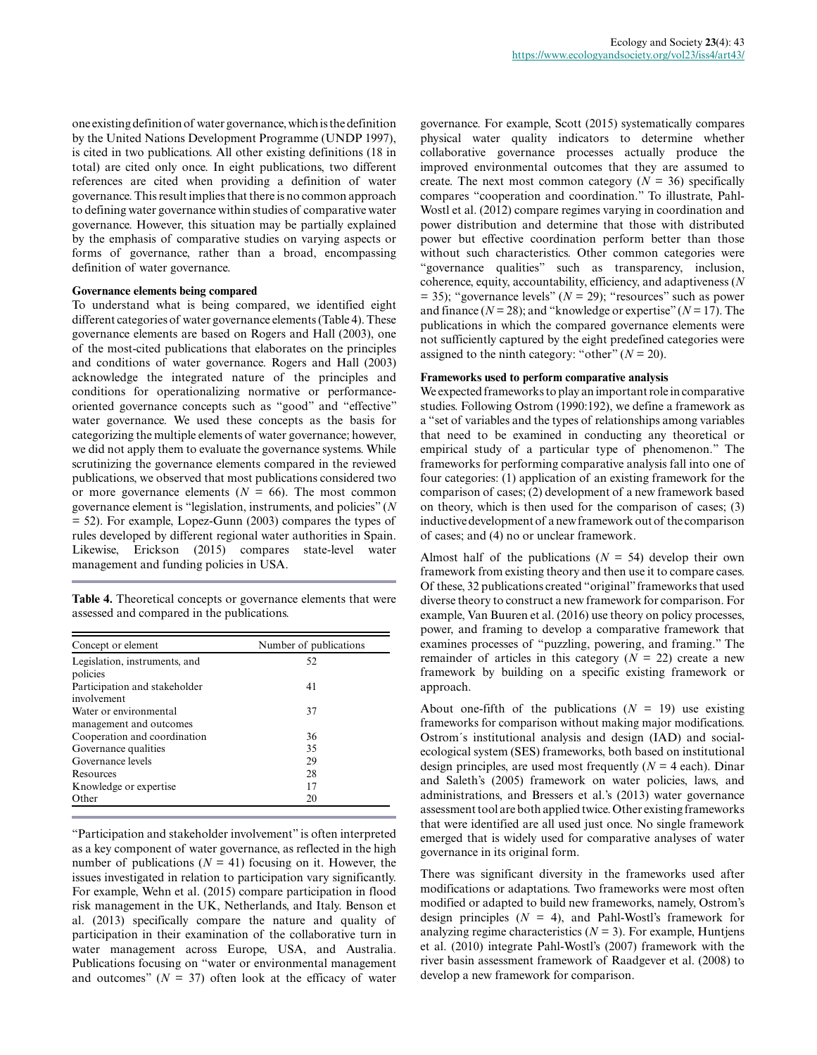one existing definition of water governance, which is the definition by the United Nations Development Programme (UNDP 1997), is cited in two publications. All other existing definitions (18 in total) are cited only once. In eight publications, two different references are cited when providing a definition of water governance. This result implies that there is no common approach to defining water governance within studies of comparative water governance. However, this situation may be partially explained by the emphasis of comparative studies on varying aspects or forms of governance, rather than a broad, encompassing definition of water governance.

### Governance elements being compared

To understand what is being compared, we identified eight different categories of water governance elements (Table 4). These governance elements are based on Rogers and Hall (2003), one of the most-cited publications that elaborates on the principles and conditions of water governance. Rogers and Hall (2003) acknowledge the integrated nature of the principles and conditions for operationalizing normative or performance-oriented governance concepts such as "good" and "effective" water governance. We used these concepts as the basis for categorizing the multiple elements of water governance; however, we did not apply them to evaluate the governance systems. While scrutinizing the governance elements compared in the reviewed publications, we observed that most publications considered two or more governance elements ($N$ = 66). The most common governance element is "legislation, instruments, and policies" ($N$ = 52). For example, Lopez-Gunn (2003) compares the types of rules developed by different regional water authorities in Spain. Likewise, Erickson (2015) compares state-level water management and funding policies in USA.

**Table 4.** Theoretical concepts or governance elements that were assessed and compared in the publications.

| Concept or element | Number of publications |
|---|---|
| Legislation, instruments, and policies | 52 |
| Participation and stakeholder involvement | 41 |
| Water or environmental management and outcomes | 37 |
| Cooperation and coordination | 36 |
| Governance qualities | 35 |
| Governance levels | 29 |
| Resources | 28 |
| Knowledge or expertise | 17 |
| Other | 20 |

"Participation and stakeholder involvement" is often interpreted as a key component of water governance, as reflected in the high number of publications ($N$ = 41) focusing on it. However, the issues investigated in relation to participation vary significantly. For example, Wehn et al. (2015) compare participation in flood risk management in the UK, Netherlands, and Italy. Benson et al. (2013) specifically compare the nature and quality of participation in their examination of the collaborative turn in water management across Europe, USA, and Australia. Publications focusing on "water or environmental management and outcomes" ($N$ = 37) often look at the efficacy of water governance. For example, Scott (2015) systematically compares physical water quality indicators to determine whether collaborative governance processes actually produce the improved environmental outcomes that they are assumed to create. The next most common category ($N$ = 36) specifically compares "cooperation and coordination." To illustrate, Pahl-Wostl et al. (2012) compare regimes varying in coordination and power distribution and determine that those with distributed power but effective coordination perform better than those without such characteristics. Other common categories were "governance qualities" such as transparency, inclusion, coherence, equity, accountability, efficiency, and adaptiveness ($N$ = 35); "governance levels" ($N$ = 29); "resources" such as power and finance ($N$ = 28); and "knowledge or expertise" ($N$ = 17). The publications in which the compared governance elements were not sufficiently captured by the eight predefined categories were assigned to the ninth category: "other" ($N$ = 20).

### Frameworks used to perform comparative analysis

We expected frameworks to play an important role in comparative studies. Following Ostrom (1990:192), we define a framework as a "set of variables and the types of relationships among variables that need to be examined in conducting any theoretical or empirical study of a particular type of phenomenon." The frameworks for performing comparative analysis fall into one of four categories: (1) application of an existing framework for the comparison of cases; (2) development of a new framework based on theory, which is then used for the comparison of cases; (3) inductive development of a new framework out of the comparison of cases; and (4) no or unclear framework.

Almost half of the publications ($N$ = 54) develop their own framework from existing theory and then use it to compare cases. Of these, 32 publications created "original" frameworks that used diverse theory to construct a new framework for comparison. For example, Van Buuren et al. (2016) use theory on policy processes, power, and framing to develop a comparative framework that examines processes of "puzzling, powering, and framing." The remainder of articles in this category ($N$ = 22) create a new framework by building on a specific existing framework or approach.

About one-fifth of the publications ($N$ = 19) use existing frameworks for comparison without making major modifications. Ostrom´s institutional analysis and design (IAD) and social-ecological system (SES) frameworks, both based on institutional design principles, are used most frequently ($N$ = 4 each). Dinar and Saleth's (2005) framework on water policies, laws, and administrations, and Bressers et al.'s (2013) water governance assessment tool are both applied twice. Other existing frameworks that were identified are all used just once. No single framework emerged that is widely used for comparative analyses of water governance in its original form.

There was significant diversity in the frameworks used after modifications or adaptations. Two frameworks were most often modified or adapted to build new frameworks, namely, Ostrom's design principles ($N$ = 4), and Pahl-Wostl's framework for analyzing regime characteristics ($N$ = 3). For example, Huntjens et al. (2010) integrate Pahl-Wostl's (2007) framework with the river basin assessment framework of Raadgever et al. (2008) to develop a new framework for comparison.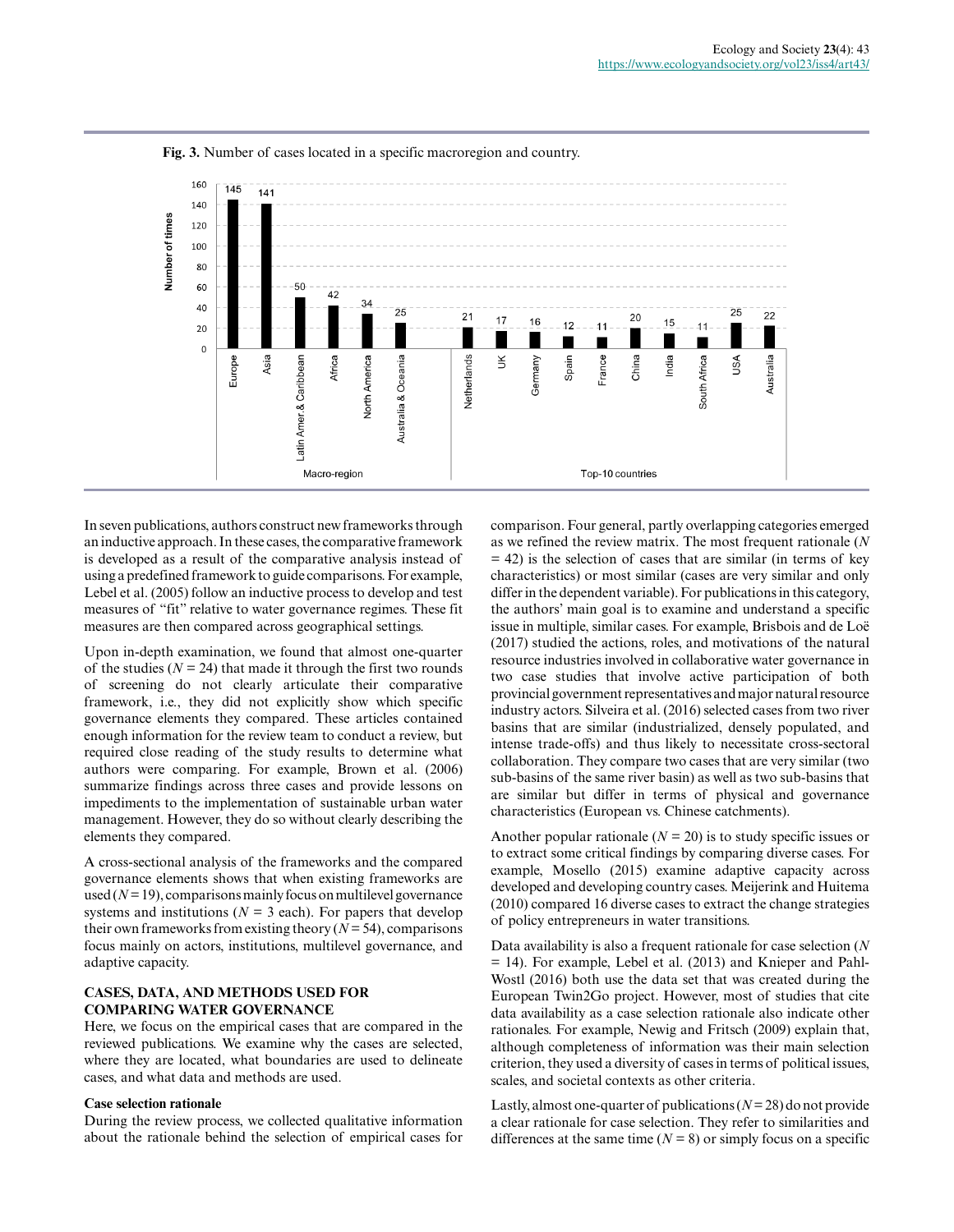**Fig. 3.** Number of cases located in a specific macroregion and country.

In seven publications, authors construct new frameworks through an inductive approach. In these cases, the comparative framework is developed as a result of the comparative analysis instead of using a predefined framework to guide comparisons. For example, Lebel et al. (2005) follow an inductive process to develop and test measures of "fit" relative to water governance regimes. These fit measures are then compared across geographical settings.

Upon in-depth examination, we found that almost one-quarter of the studies (*N* = 24) that made it through the first two rounds of screening do not clearly articulate their comparative framework, i.e., they did not explicitly show which specific governance elements they compared. These articles contained enough information for the review team to conduct a review, but required close reading of the study results to determine what authors were comparing. For example, Brown et al. (2006) summarize findings across three cases and provide lessons on impediments to the implementation of sustainable urban water management. However, they do so without clearly describing the elements they compared.

A cross-sectional analysis of the frameworks and the compared governance elements shows that when existing frameworks are used (*N* = 19), comparisons mainly focus on multilevel governance systems and institutions (*N* = 3 each). For papers that develop their own frameworks from existing theory (*N* = 54), comparisons focus mainly on actors, institutions, multilevel governance, and adaptive capacity.

## CASES, DATA, AND METHODS USED FOR COMPARING WATER GOVERNANCE

Here, we focus on the empirical cases that are compared in the reviewed publications. We examine why the cases are selected, where they are located, what boundaries are used to delineate cases, and what data and methods are used.

### Case selection rationale

During the review process, we collected qualitative information about the rationale behind the selection of empirical cases for comparison. Four general, partly overlapping categories emerged as we refined the review matrix. The most frequent rationale (*N* = 42) is the selection of cases that are similar (in terms of key characteristics) or most similar (cases are very similar and only differ in the dependent variable). For publications in this category, the authors' main goal is to examine and understand a specific issue in multiple, similar cases. For example, Brisbois and de Loë (2017) studied the actions, roles, and motivations of the natural resource industries involved in collaborative water governance in two case studies that involve active participation of both provincial government representatives and major natural resource industry actors. Silveira et al. (2016) selected cases from two river basins that are similar (industrialized, densely populated, and intense trade-offs) and thus likely to necessitate cross-sectoral collaboration. They compare two cases that are very similar (two sub-basins of the same river basin) as well as two sub-basins that are similar but differ in terms of physical and governance characteristics (European vs. Chinese catchments).

Another popular rationale (*N* = 20) is to study specific issues or to extract some critical findings by comparing diverse cases. For example, Mosello (2015) examine adaptive capacity across developed and developing country cases. Meijerink and Huitema (2010) compared 16 diverse cases to extract the change strategies of policy entrepreneurs in water transitions.

Data availability is also a frequent rationale for case selection (*N* = 14). For example, Lebel et al. (2013) and Knieper and Pahl-Wostl (2016) both use the data set that was created during the European Twin2Go project. However, most of studies that cite data availability as a case selection rationale also indicate other rationales. For example, Newig and Fritsch (2009) explain that, although completeness of information was their main selection criterion, they used a diversity of cases in terms of political issues, scales, and societal contexts as other criteria.

Lastly, almost one-quarter of publications (*N* = 28) do not provide a clear rationale for case selection. They refer to similarities and differences at the same time (*N* = 8) or simply focus on a specific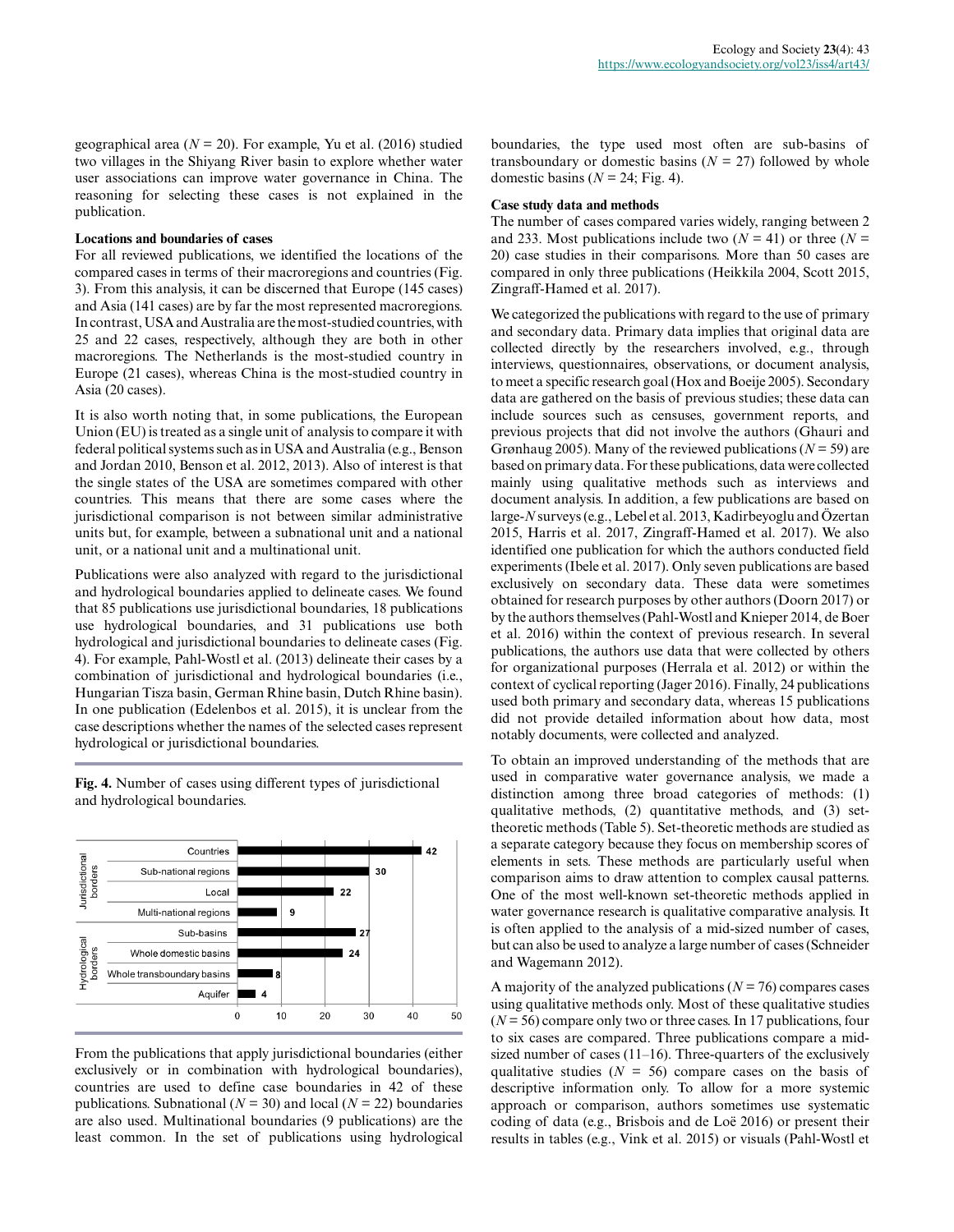geographical area ($N$ = 20). For example, Yu et al. (2016) studied two villages in the Shiyang River basin to explore whether water user associations can improve water governance in China. The reasoning for selecting these cases is not explained in the publication.

### Locations and boundaries of cases

For all reviewed publications, we identified the locations of the compared cases in terms of their macroregions and countries (Fig. 3). From this analysis, it can be discerned that Europe (145 cases) and Asia (141 cases) are by far the most represented macroregions. In contrast, USA and Australia are the most-studied countries, with 25 and 22 cases, respectively, although they are both in other macroregions. The Netherlands is the most-studied country in Europe (21 cases), whereas China is the most-studied country in Asia (20 cases).

It is also worth noting that, in some publications, the European Union (EU) is treated as a single unit of analysis to compare it with federal political systems such as in USA and Australia (e.g., Benson and Jordan 2010, Benson et al. 2012, 2013). Also of interest is that the single states of the USA are sometimes compared with other countries. This means that there are some cases where the jurisdictional comparison is not between similar administrative units but, for example, between a subnational unit and a national unit, or a national unit and a multinational unit.

Publications were also analyzed with regard to the jurisdictional and hydrological boundaries applied to delineate cases. We found that 85 publications use jurisdictional boundaries, 18 publications use hydrological boundaries, and 31 publications use both hydrological and jurisdictional boundaries to delineate cases (Fig. 4). For example, Pahl-Wostl et al. (2013) delineate their cases by a combination of jurisdictional and hydrological boundaries (i.e., Hungarian Tisza basin, German Rhine basin, Dutch Rhine basin). In one publication (Edelenbos et al. 2015), it is unclear from the case descriptions whether the names of the selected cases represent hydrological or jurisdictional boundaries.

**Fig. 4.** Number of cases using different types of jurisdictional and hydrological boundaries.

| | Boundary type | Number |
|---|---|---|
| Jurisdictional borders | Countries | 42 |
| | Sub-national regions | 30 |
| | Local | 22 |
| | Multi-national regions | 9 |
| Hydrological borders | Sub-basins | 27 |
| | Whole domestic basins | 24 |
| | Whole transboundary basins | 8 |
| | Aquifer | 4 |

From the publications that apply jurisdictional boundaries (either exclusively or in combination with hydrological boundaries), countries are used to define case boundaries in 42 of these publications. Subnational ($N$ = 30) and local ($N$ = 22) boundaries are also used. Multinational boundaries (9 publications) are the least common. In the set of publications using hydrological boundaries, the type used most often are sub-basins of transboundary or domestic basins ($N$ = 27) followed by whole domestic basins ($N$ = 24; Fig. 4).

### Case study data and methods

The number of cases compared varies widely, ranging between 2 and 233. Most publications include two ($N$ = 41) or three ($N$ = 20) case studies in their comparisons. More than 50 cases are compared in only three publications (Heikkila 2004, Scott 2015, Zingraff-Hamed et al. 2017).

We categorized the publications with regard to the use of primary and secondary data. Primary data implies that original data are collected directly by the researchers involved, e.g., through interviews, questionnaires, observations, or document analysis, to meet a specific research goal (Hox and Boeije 2005). Secondary data are gathered on the basis of previous studies; these data can include sources such as censuses, government reports, and previous projects that did not involve the authors (Ghauri and Grønhaug 2005). Many of the reviewed publications ($N$ = 59) are based on primary data. For these publications, data were collected mainly using qualitative methods such as interviews and document analysis. In addition, a few publications are based on large-$N$ surveys (e.g., Lebel et al. 2013, Kadirbeyoglu and Özertan 2015, Harris et al. 2017, Zingraff-Hamed et al. 2017). We also identified one publication for which the authors conducted field experiments (Ibele et al. 2017). Only seven publications are based exclusively on secondary data. These data were sometimes obtained for research purposes by other authors (Doorn 2017) or by the authors themselves (Pahl-Wostl and Knieper 2014, de Boer et al. 2016) within the context of previous research. In several publications, the authors use data that were collected by others for organizational purposes (Herrala et al. 2012) or within the context of cyclical reporting (Jager 2016). Finally, 24 publications used both primary and secondary data, whereas 15 publications did not provide detailed information about how data, most notably documents, were collected and analyzed.

To obtain an improved understanding of the methods that are used in comparative water governance analysis, we made a distinction among three broad categories of methods: (1) qualitative methods, (2) quantitative methods, and (3) set-theoretic methods (Table 5). Set-theoretic methods are studied as a separate category because they focus on membership scores of elements in sets. These methods are particularly useful when comparison aims to draw attention to complex causal patterns. One of the most well-known set-theoretic methods applied in water governance research is qualitative comparative analysis. It is often applied to the analysis of a mid-sized number of cases, but can also be used to analyze a large number of cases (Schneider and Wagemann 2012).

A majority of the analyzed publications ($N$ = 76) compares cases using qualitative methods only. Most of these qualitative studies ($N$ = 56) compare only two or three cases. In 17 publications, four to six cases are compared. Three publications compare a mid-sized number of cases (11–16). Three-quarters of the exclusively qualitative studies ($N$ = 56) compare cases on the basis of descriptive information only. To allow for a more systemic approach or comparison, authors sometimes use systematic coding of data (e.g., Brisbois and de Loë 2016) or present their results in tables (e.g., Vink et al. 2015) or visuals (Pahl-Wostl et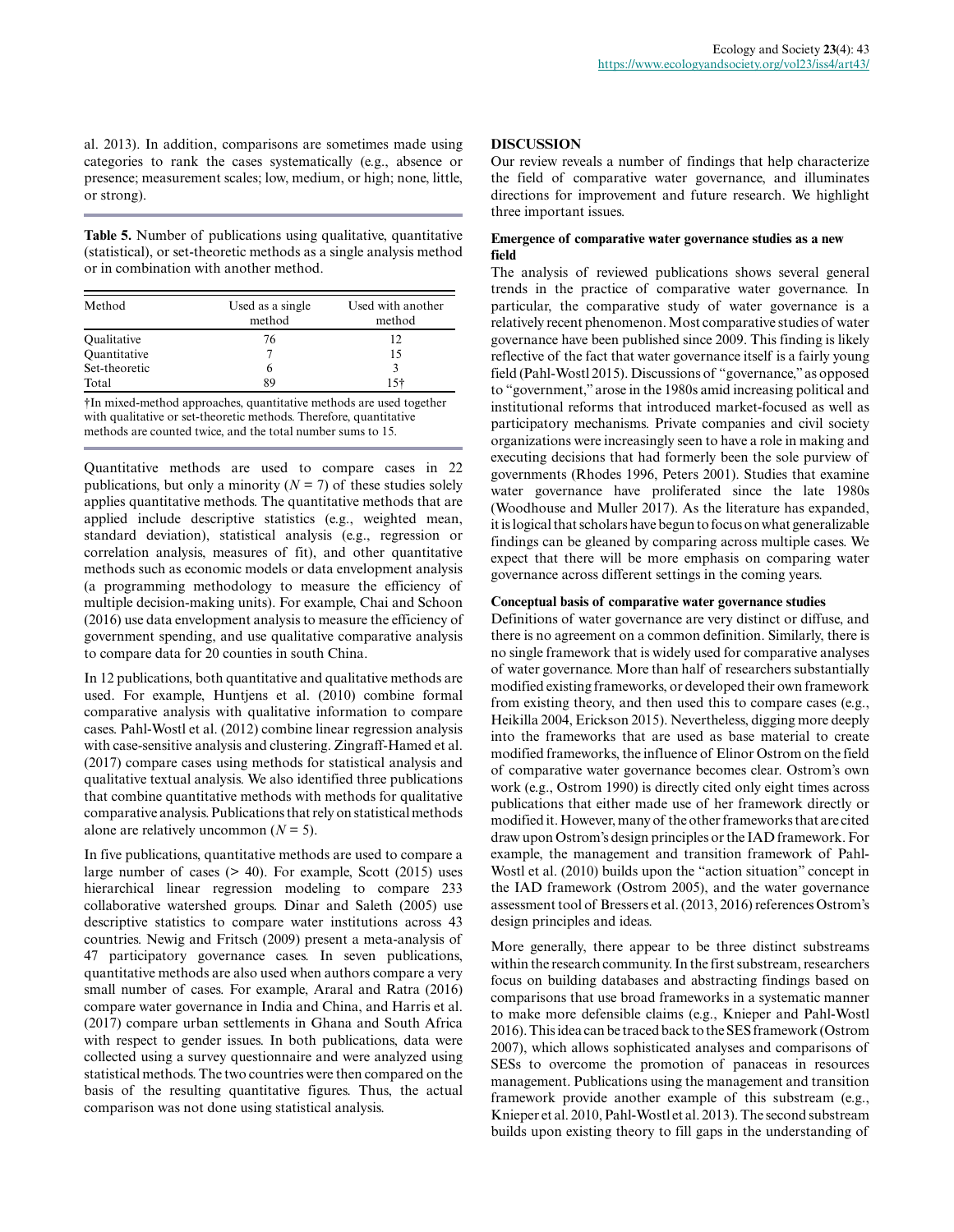al. 2013). In addition, comparisons are sometimes made using categories to rank the cases systematically (e.g., absence or presence; measurement scales; low, medium, or high; none, little, or strong).

**Table 5.** Number of publications using qualitative, quantitative (statistical), or set-theoretic methods as a single analysis method or in combination with another method.

| Method | Used as a single method | Used with another method |
|---|---|---|
| Qualitative | 76 | 12 |
| Quantitative | 7 | 15 |
| Set-theoretic | 6 | 3 |
| Total | 89 | 15† |

†In mixed-method approaches, quantitative methods are used together with qualitative or set-theoretic methods. Therefore, quantitative methods are counted twice, and the total number sums to 15.

Quantitative methods are used to compare cases in 22 publications, but only a minority ($N = 7$) of these studies solely applies quantitative methods. The quantitative methods that are applied include descriptive statistics (e.g., weighted mean, standard deviation), statistical analysis (e.g., regression or correlation analysis, measures of fit), and other quantitative methods such as economic models or data envelopment analysis (a programming methodology to measure the efficiency of multiple decision-making units). For example, Chai and Schoon (2016) use data envelopment analysis to measure the efficiency of government spending, and use qualitative comparative analysis to compare data for 20 counties in south China.

In 12 publications, both quantitative and qualitative methods are used. For example, Huntjens et al. (2010) combine formal comparative analysis with qualitative information to compare cases. Pahl-Wostl et al. (2012) combine linear regression analysis with case-sensitive analysis and clustering. Zingraff-Hamed et al. (2017) compare cases using methods for statistical analysis and qualitative textual analysis. We also identified three publications that combine quantitative methods with methods for qualitative comparative analysis. Publications that rely on statistical methods alone are relatively uncommon ($N = 5$).

In five publications, quantitative methods are used to compare a large number of cases (> 40). For example, Scott (2015) uses hierarchical linear regression modeling to compare 233 collaborative watershed groups. Dinar and Saleth (2005) use descriptive statistics to compare water institutions across 43 countries. Newig and Fritsch (2009) present a meta-analysis of 47 participatory governance cases. In seven publications, quantitative methods are also used when authors compare a very small number of cases. For example, Araral and Ratra (2016) compare water governance in India and China, and Harris et al. (2017) compare urban settlements in Ghana and South Africa with respect to gender issues. In both publications, data were collected using a survey questionnaire and were analyzed using statistical methods. The two countries were then compared on the basis of the resulting quantitative figures. Thus, the actual comparison was not done using statistical analysis.

## DISCUSSION

Our review reveals a number of findings that help characterize the field of comparative water governance, and illuminates directions for improvement and future research. We highlight three important issues.

### Emergence of comparative water governance studies as a new field

The analysis of reviewed publications shows several general trends in the practice of comparative water governance. In particular, the comparative study of water governance is a relatively recent phenomenon. Most comparative studies of water governance have been published since 2009. This finding is likely reflective of the fact that water governance itself is a fairly young field (Pahl-Wostl 2015). Discussions of "governance," as opposed to "government," arose in the 1980s amid increasing political and institutional reforms that introduced market-focused as well as participatory mechanisms. Private companies and civil society organizations were increasingly seen to have a role in making and executing decisions that had formerly been the sole purview of governments (Rhodes 1996, Peters 2001). Studies that examine water governance have proliferated since the late 1980s (Woodhouse and Muller 2017). As the literature has expanded, it is logical that scholars have begun to focus on what generalizable findings can be gleaned by comparing across multiple cases. We expect that there will be more emphasis on comparing water governance across different settings in the coming years.

### Conceptual basis of comparative water governance studies

Definitions of water governance are very distinct or diffuse, and there is no agreement on a common definition. Similarly, there is no single framework that is widely used for comparative analyses of water governance. More than half of researchers substantially modified existing frameworks, or developed their own framework from existing theory, and then used this to compare cases (e.g., Heikilla 2004, Erickson 2015). Nevertheless, digging more deeply into the frameworks that are used as base material to create modified frameworks, the influence of Elinor Ostrom on the field of comparative water governance becomes clear. Ostrom's own work (e.g., Ostrom 1990) is directly cited only eight times across publications that either made use of her framework directly or modified it. However, many of the other frameworks that are cited draw upon Ostrom's design principles or the IAD framework. For example, the management and transition framework of Pahl-Wostl et al. (2010) builds upon the "action situation" concept in the IAD framework (Ostrom 2005), and the water governance assessment tool of Bressers et al. (2013, 2016) references Ostrom's design principles and ideas.

More generally, there appear to be three distinct substreams within the research community. In the first substream, researchers focus on building databases and abstracting findings based on comparisons that use broad frameworks in a systematic manner to make more defensible claims (e.g., Knieper and Pahl-Wostl 2016). This idea can be traced back to the SES framework (Ostrom 2007), which allows sophisticated analyses and comparisons of SESs to overcome the promotion of panaceas in resources management. Publications using the management and transition framework provide another example of this substream (e.g., Knieper et al. 2010, Pahl-Wostl et al. 2013). The second substream builds upon existing theory to fill gaps in the understanding of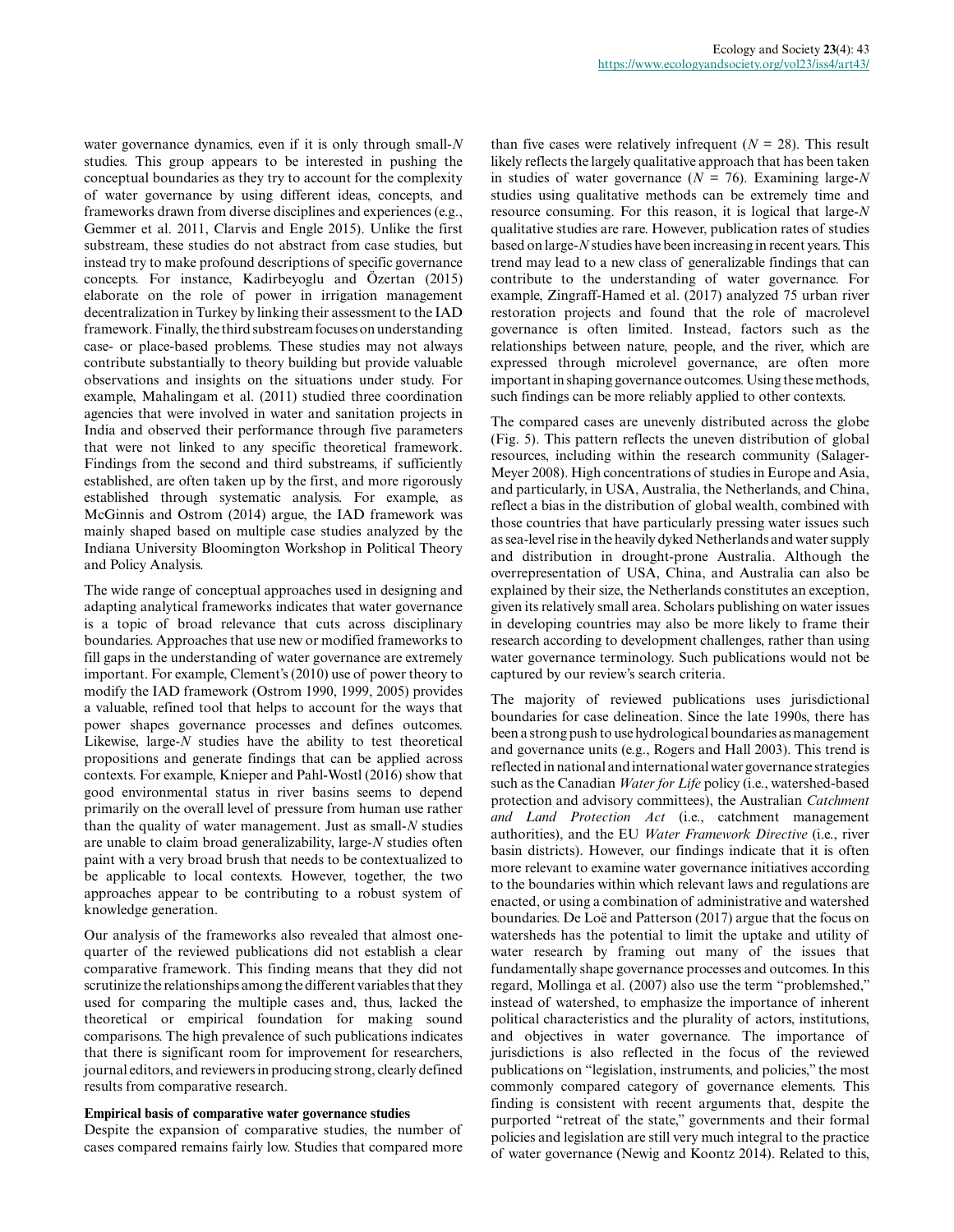water governance dynamics, even if it is only through small-*N* studies. This group appears to be interested in pushing the conceptual boundaries as they try to account for the complexity of water governance by using different ideas, concepts, and frameworks drawn from diverse disciplines and experiences (e.g., Gemmer et al. 2011, Clarvis and Engle 2015). Unlike the first substream, these studies do not abstract from case studies, but instead try to make profound descriptions of specific governance concepts. For instance, Kadirbeyoglu and Özertan (2015) elaborate on the role of power in irrigation management decentralization in Turkey by linking their assessment to the IAD framework. Finally, the third substream focuses on understanding case- or place-based problems. These studies may not always contribute substantially to theory building but provide valuable observations and insights on the situations under study. For example, Mahalingam et al. (2011) studied three coordination agencies that were involved in water and sanitation projects in India and observed their performance through five parameters that were not linked to any specific theoretical framework. Findings from the second and third substreams, if sufficiently established, are often taken up by the first, and more rigorously established through systematic analysis. For example, as McGinnis and Ostrom (2014) argue, the IAD framework was mainly shaped based on multiple case studies analyzed by the Indiana University Bloomington Workshop in Political Theory and Policy Analysis.

The wide range of conceptual approaches used in designing and adapting analytical frameworks indicates that water governance is a topic of broad relevance that cuts across disciplinary boundaries. Approaches that use new or modified frameworks to fill gaps in the understanding of water governance are extremely important. For example, Clement's (2010) use of power theory to modify the IAD framework (Ostrom 1990, 1999, 2005) provides a valuable, refined tool that helps to account for the ways that power shapes governance processes and defines outcomes. Likewise, large-*N* studies have the ability to test theoretical propositions and generate findings that can be applied across contexts. For example, Knieper and Pahl-Wostl (2016) show that good environmental status in river basins seems to depend primarily on the overall level of pressure from human use rather than the quality of water management. Just as small-*N* studies are unable to claim broad generalizability, large-*N* studies often paint with a very broad brush that needs to be contextualized to be applicable to local contexts. However, together, the two approaches appear to be contributing to a robust system of knowledge generation.

Our analysis of the frameworks also revealed that almost one-quarter of the reviewed publications did not establish a clear comparative framework. This finding means that they did not scrutinize the relationships among the different variables that they used for comparing the multiple cases and, thus, lacked the theoretical or empirical foundation for making sound comparisons. The high prevalence of such publications indicates that there is significant room for improvement for researchers, journal editors, and reviewers in producing strong, clearly defined results from comparative research.

### Empirical basis of comparative water governance studies

Despite the expansion of comparative studies, the number of cases compared remains fairly low. Studies that compared more than five cases were relatively infrequent ($N = 28$). This result likely reflects the largely qualitative approach that has been taken in studies of water governance ($N = 76$). Examining large-*N* studies using qualitative methods can be extremely time and resource consuming. For this reason, it is logical that large-*N* qualitative studies are rare. However, publication rates of studies based on large-*N* studies have been increasing in recent years. This trend may lead to a new class of generalizable findings that can contribute to the understanding of water governance. For example, Zingraff-Hamed et al. (2017) analyzed 75 urban river restoration projects and found that the role of macrolevel governance is often limited. Instead, factors such as the relationships between nature, people, and the river, which are expressed through microlevel governance, are often more important in shaping governance outcomes. Using these methods, such findings can be more reliably applied to other contexts.

The compared cases are unevenly distributed across the globe (Fig. 5). This pattern reflects the uneven distribution of global resources, including within the research community (Salager-Meyer 2008). High concentrations of studies in Europe and Asia, and particularly, in USA, Australia, the Netherlands, and China, reflect a bias in the distribution of global wealth, combined with those countries that have particularly pressing water issues such as sea-level rise in the heavily dyked Netherlands and water supply and distribution in drought-prone Australia. Although the overrepresentation of USA, China, and Australia can also be explained by their size, the Netherlands constitutes an exception, given its relatively small area. Scholars publishing on water issues in developing countries may also be more likely to frame their research according to development challenges, rather than using water governance terminology. Such publications would not be captured by our review's search criteria.

The majority of reviewed publications uses jurisdictional boundaries for case delineation. Since the late 1990s, there has been a strong push to use hydrological boundaries as management and governance units (e.g., Rogers and Hall 2003). This trend is reflected in national and international water governance strategies such as the Canadian *Water for Life* policy (i.e., watershed-based protection and advisory committees), the Australian *Catchment and Land Protection Act* (i.e., catchment management authorities), and the EU *Water Framework Directive* (i.e., river basin districts). However, our findings indicate that it is often more relevant to examine water governance initiatives according to the boundaries within which relevant laws and regulations are enacted, or using a combination of administrative and watershed boundaries. De Loë and Patterson (2017) argue that the focus on watersheds has the potential to limit the uptake and utility of water research by framing out many of the issues that fundamentally shape governance processes and outcomes. In this regard, Mollinga et al. (2007) also use the term "problemshed," instead of watershed, to emphasize the importance of inherent political characteristics and the plurality of actors, institutions, and objectives in water governance. The importance of jurisdictions is also reflected in the focus of the reviewed publications on "legislation, instruments, and policies," the most commonly compared category of governance elements. This finding is consistent with recent arguments that, despite the purported "retreat of the state," governments and their formal policies and legislation are still very much integral to the practice of water governance (Newig and Koontz 2014). Related to this,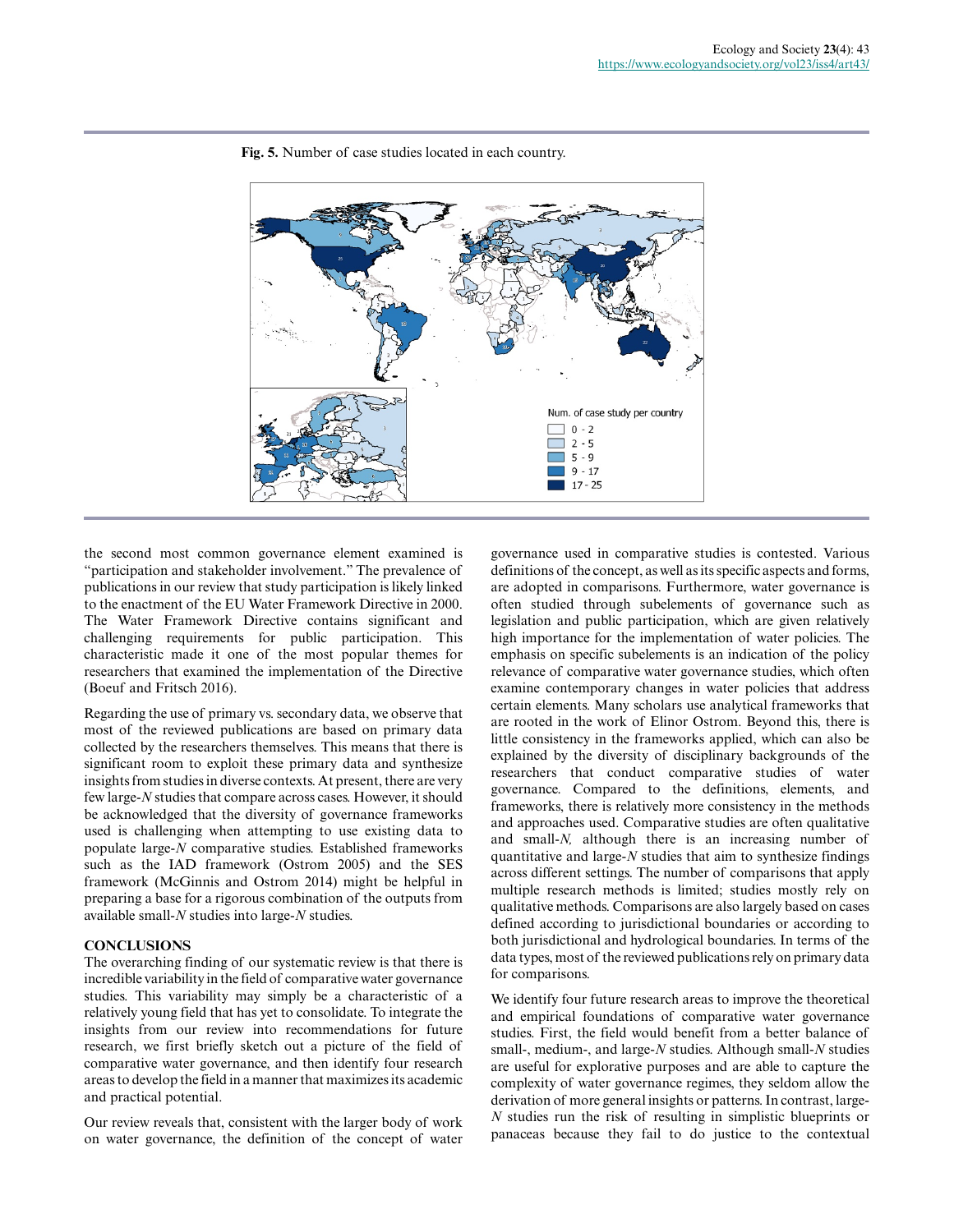**Fig. 5.** Number of case studies located in each country.

the second most common governance element examined is "participation and stakeholder involvement." The prevalence of publications in our review that study participation is likely linked to the enactment of the EU Water Framework Directive in 2000. The Water Framework Directive contains significant and challenging requirements for public participation. This characteristic made it one of the most popular themes for researchers that examined the implementation of the Directive (Boeuf and Fritsch 2016).

Regarding the use of primary vs. secondary data, we observe that most of the reviewed publications are based on primary data collected by the researchers themselves. This means that there is significant room to exploit these primary data and synthesize insights from studies in diverse contexts. At present, there are very few large-*N* studies that compare across cases. However, it should be acknowledged that the diversity of governance frameworks used is challenging when attempting to use existing data to populate large-*N* comparative studies. Established frameworks such as the IAD framework (Ostrom 2005) and the SES framework (McGinnis and Ostrom 2014) might be helpful in preparing a base for a rigorous combination of the outputs from available small-*N* studies into large-*N* studies.

## CONCLUSIONS

The overarching finding of our systematic review is that there is incredible variability in the field of comparative water governance studies. This variability may simply be a characteristic of a relatively young field that has yet to consolidate. To integrate the insights from our review into recommendations for future research, we first briefly sketch out a picture of the field of comparative water governance, and then identify four research areas to develop the field in a manner that maximizes its academic and practical potential.

Our review reveals that, consistent with the larger body of work on water governance, the definition of the concept of water governance used in comparative studies is contested. Various definitions of the concept, as well as its specific aspects and forms, are adopted in comparisons. Furthermore, water governance is often studied through subelements of governance such as legislation and public participation, which are given relatively high importance for the implementation of water policies. The emphasis on specific subelements is an indication of the policy relevance of comparative water governance studies, which often examine contemporary changes in water policies that address certain elements. Many scholars use analytical frameworks that are rooted in the work of Elinor Ostrom. Beyond this, there is little consistency in the frameworks applied, which can also be explained by the diversity of disciplinary backgrounds of the researchers that conduct comparative studies of water governance. Compared to the definitions, elements, and frameworks, there is relatively more consistency in the methods and approaches used. Comparative studies are often qualitative and small-*N,* although there is an increasing number of quantitative and large-*N* studies that aim to synthesize findings across different settings. The number of comparisons that apply multiple research methods is limited; studies mostly rely on qualitative methods. Comparisons are also largely based on cases defined according to jurisdictional boundaries or according to both jurisdictional and hydrological boundaries. In terms of the data types, most of the reviewed publications rely on primary data for comparisons.

We identify four future research areas to improve the theoretical and empirical foundations of comparative water governance studies. First, the field would benefit from a better balance of small-, medium-, and large-*N* studies. Although small-*N* studies are useful for explorative purposes and are able to capture the complexity of water governance regimes, they seldom allow the derivation of more general insights or patterns. In contrast, large-*N* studies run the risk of resulting in simplistic blueprints or panaceas because they fail to do justice to the contextual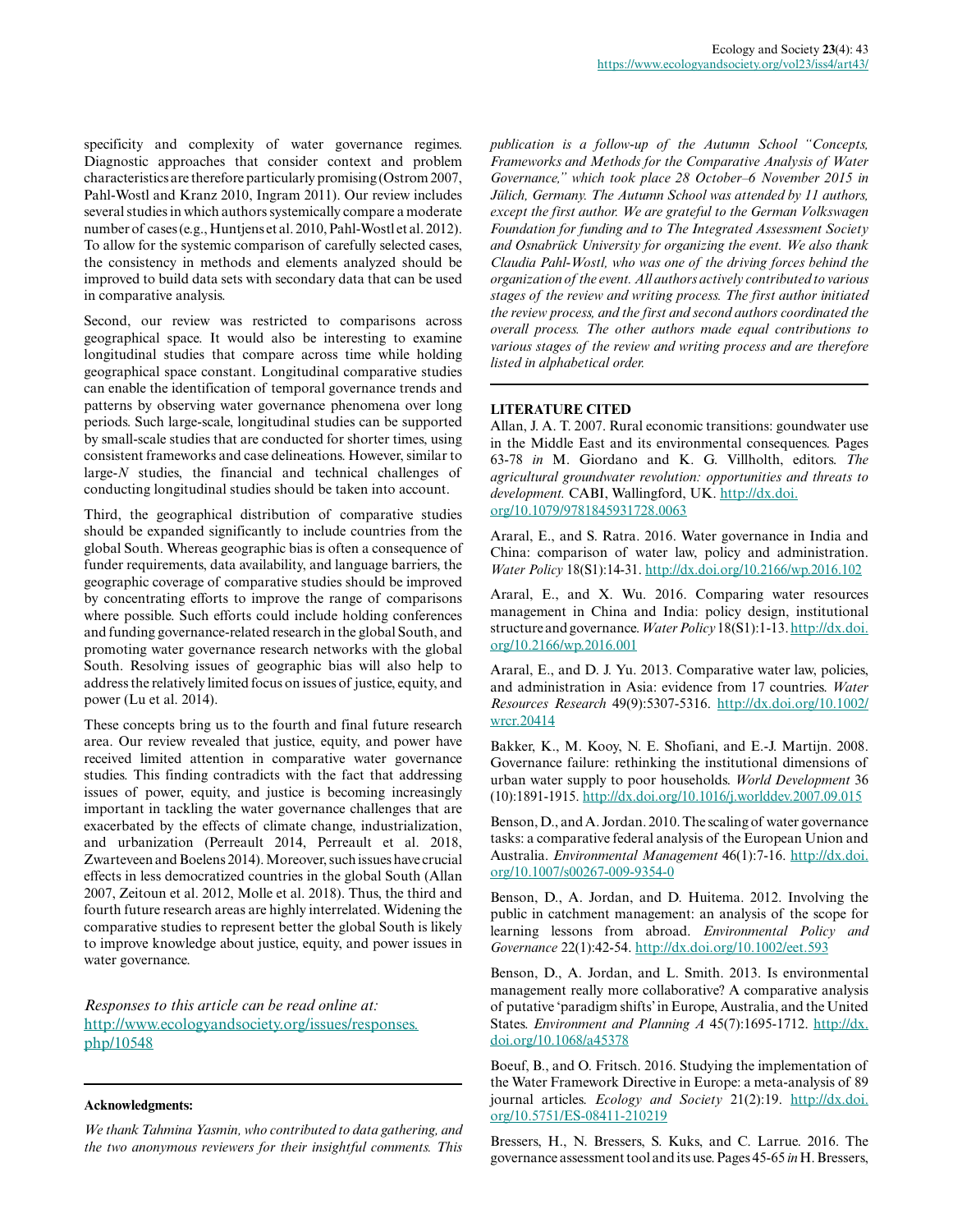specificity and complexity of water governance regimes. Diagnostic approaches that consider context and problem characteristics are therefore particularly promising (Ostrom 2007, Pahl-Wostl and Kranz 2010, Ingram 2011). Our review includes several studies in which authors systemically compare a moderate number of cases (e.g., Huntjens et al. 2010, Pahl-Wostl et al. 2012). To allow for the systemic comparison of carefully selected cases, the consistency in methods and elements analyzed should be improved to build data sets with secondary data that can be used in comparative analysis.

Second, our review was restricted to comparisons across geographical space. It would also be interesting to examine longitudinal studies that compare across time while holding geographical space constant. Longitudinal comparative studies can enable the identification of temporal governance trends and patterns by observing water governance phenomena over long periods. Such large-scale, longitudinal studies can be supported by small-scale studies that are conducted for shorter times, using consistent frameworks and case delineations. However, similar to large-*N* studies, the financial and technical challenges of conducting longitudinal studies should be taken into account.

Third, the geographical distribution of comparative studies should be expanded significantly to include countries from the global South. Whereas geographic bias is often a consequence of funder requirements, data availability, and language barriers, the geographic coverage of comparative studies should be improved by concentrating efforts to improve the range of comparisons where possible. Such efforts could include holding conferences and funding governance-related research in the global South, and promoting water governance research networks with the global South. Resolving issues of geographic bias will also help to address the relatively limited focus on issues of justice, equity, and power (Lu et al. 2014).

These concepts bring us to the fourth and final future research area. Our review revealed that justice, equity, and power have received limited attention in comparative water governance studies. This finding contradicts with the fact that addressing issues of power, equity, and justice is becoming increasingly important in tackling the water governance challenges that are exacerbated by the effects of climate change, industrialization, and urbanization (Perreault 2014, Perreault et al. 2018, Zwarteveen and Boelens 2014). Moreover, such issues have crucial effects in less democratized countries in the global South (Allan 2007, Zeitoun et al. 2012, Molle et al. 2018). Thus, the third and fourth future research areas are highly interrelated. Widening the comparative studies to represent better the global South is likely to improve knowledge about justice, equity, and power issues in water governance.

*Responses to this article can be read online at:*
http://www.ecologyandsociety.org/issues/responses.php/10548

**Acknowledgments:**

*We thank Tahmina Yasmin, who contributed to data gathering, and the two anonymous reviewers for their insightful comments. This publication is a follow-up of the Autumn School "Concepts, Frameworks and Methods for the Comparative Analysis of Water Governance," which took place 28 October–6 November 2015 in Jülich, Germany. The Autumn School was attended by 11 authors, except the first author. We are grateful to the German Volkswagen Foundation for funding and to The Integrated Assessment Society and Osnabrück University for organizing the event. We also thank Claudia Pahl-Wostl, who was one of the driving forces behind the organization of the event. All authors actively contributed to various stages of the review and writing process. The first author initiated the review process, and the first and second authors coordinated the overall process. The other authors made equal contributions to various stages of the review and writing process and are therefore listed in alphabetical order.*

**LITERATURE CITED**

Allan, J. A. T. 2007. Rural economic transitions: goundwater use in the Middle East and its environmental consequences. Pages 63-78 *in* M. Giordano and K. G. Villholth, editors. *The agricultural groundwater revolution: opportunities and threats to development.* CABI, Wallingford, UK. http://dx.doi.org/10.1079/9781845931728.0063

Araral, E., and S. Ratra. 2016. Water governance in India and China: comparison of water law, policy and administration. *Water Policy* 18(S1):14-31. http://dx.doi.org/10.2166/wp.2016.102

Araral, E., and X. Wu. 2016. Comparing water resources management in China and India: policy design, institutional structure and governance. *Water Policy* 18(S1):1-13. http://dx.doi.org/10.2166/wp.2016.001

Araral, E., and D. J. Yu. 2013. Comparative water law, policies, and administration in Asia: evidence from 17 countries. *Water Resources Research* 49(9):5307-5316. http://dx.doi.org/10.1002/wrcr.20414

Bakker, K., M. Kooy, N. E. Shofiani, and E.-J. Martijn. 2008. Governance failure: rethinking the institutional dimensions of urban water supply to poor households. *World Development* 36 (10):1891-1915. http://dx.doi.org/10.1016/j.worlddev.2007.09.015

Benson, D., and A. Jordan. 2010. The scaling of water governance tasks: a comparative federal analysis of the European Union and Australia. *Environmental Management* 46(1):7-16. http://dx.doi.org/10.1007/s00267-009-9354-0

Benson, D., A. Jordan, and D. Huitema. 2012. Involving the public in catchment management: an analysis of the scope for learning lessons from abroad. *Environmental Policy and Governance* 22(1):42-54. http://dx.doi.org/10.1002/eet.593

Benson, D., A. Jordan, and L. Smith. 2013. Is environmental management really more collaborative? A comparative analysis of putative 'paradigm shifts' in Europe, Australia, and the United States. *Environment and Planning A* 45(7):1695-1712. http://dx.doi.org/10.1068/a45378

Boeuf, B., and O. Fritsch. 2016. Studying the implementation of the Water Framework Directive in Europe: a meta-analysis of 89 journal articles. *Ecology and Society* 21(2):19. http://dx.doi.org/10.5751/ES-08411-210219

Bressers, H., N. Bressers, S. Kuks, and C. Larrue. 2016. The governance assessment tool and its use. Pages 45-65 *in* H. Bressers,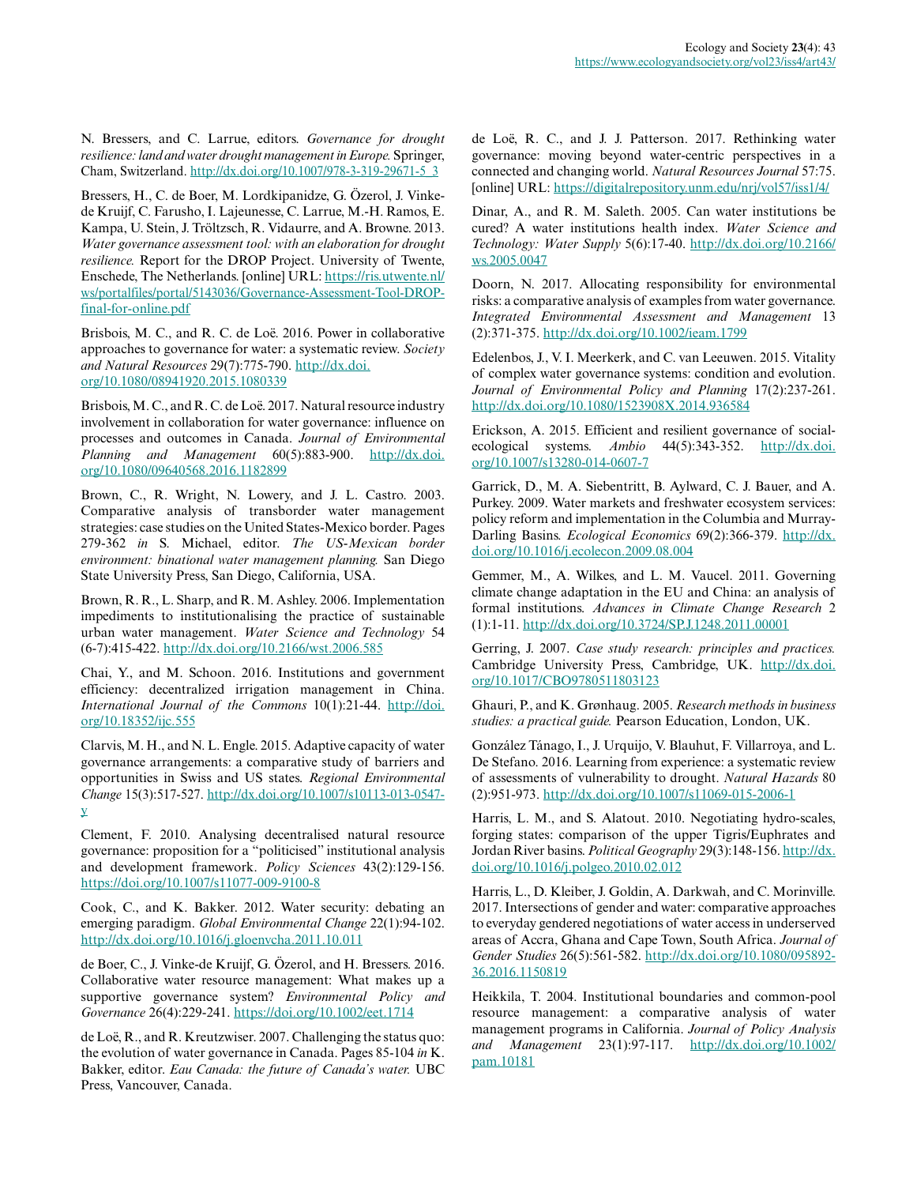N. Bressers, and C. Larrue, editors. *Governance for drought resilience: land and water drought management in Europe.* Springer, Cham, Switzerland. http://dx.doi.org/10.1007/978-3-319-29671-5_3

Bressers, H., C. de Boer, M. Lordkipanidze, G. Özerol, J. Vinke-de Kruijf, C. Farusho, I. Lajeunesse, C. Larrue, M.-H. Ramos, E. Kampa, U. Stein, J. Tröltzsch, R. Vidaurre, and A. Browne. 2013. *Water governance assessment tool: with an elaboration for drought resilience.* Report for the DROP Project. University of Twente, Enschede, The Netherlands. [online] URL: https://ris.utwente.nl/ws/portalfiles/portal/5143036/Governance-Assessment-Tool-DROP-final-for-online.pdf

Brisbois, M. C., and R. C. de Loë. 2016. Power in collaborative approaches to governance for water: a systematic review. *Society and Natural Resources* 29(7):775-790. http://dx.doi.org/10.1080/08941920.2015.1080339

Brisbois, M. C., and R. C. de Loë. 2017. Natural resource industry involvement in collaboration for water governance: influence on processes and outcomes in Canada. *Journal of Environmental Planning and Management* 60(5):883-900. http://dx.doi.org/10.1080/09640568.2016.1182899

Brown, C., R. Wright, N. Lowery, and J. L. Castro. 2003. Comparative analysis of transborder water management strategies: case studies on the United States-Mexico border. Pages 279-362 *in* S. Michael, editor. *The US-Mexican border environment: binational water management planning.* San Diego State University Press, San Diego, California, USA.

Brown, R. R., L. Sharp, and R. M. Ashley. 2006. Implementation impediments to institutionalising the practice of sustainable urban water management. *Water Science and Technology* 54 (6-7):415-422. http://dx.doi.org/10.2166/wst.2006.585

Chai, Y., and M. Schoon. 2016. Institutions and government efficiency: decentralized irrigation management in China. *International Journal of the Commons* 10(1):21-44. http://doi.org/10.18352/ijc.555

Clarvis, M. H., and N. L. Engle. 2015. Adaptive capacity of water governance arrangements: a comparative study of barriers and opportunities in Swiss and US states. *Regional Environmental Change* 15(3):517-527. http://dx.doi.org/10.1007/s10113-013-0547-y

Clement, F. 2010. Analysing decentralised natural resource governance: proposition for a "politicised" institutional analysis and development framework. *Policy Sciences* 43(2):129-156. https://doi.org/10.1007/s11077-009-9100-8

Cook, C., and K. Bakker. 2012. Water security: debating an emerging paradigm. *Global Environmental Change* 22(1):94-102. http://dx.doi.org/10.1016/j.gloenvcha.2011.10.011

de Boer, C., J. Vinke-de Kruijf, G. Özerol, and H. Bressers. 2016. Collaborative water resource management: What makes up a supportive governance system? *Environmental Policy and Governance* 26(4):229-241. https://doi.org/10.1002/eet.1714

de Loë, R., and R. Kreutzwiser. 2007. Challenging the status quo: the evolution of water governance in Canada. Pages 85-104 *in* K. Bakker, editor. *Eau Canada: the future of Canada's water.* UBC Press, Vancouver, Canada.

de Loë, R. C., and J. J. Patterson. 2017. Rethinking water governance: moving beyond water-centric perspectives in a connected and changing world. *Natural Resources Journal* 57:75. [online] URL: https://digitalrepository.unm.edu/nrj/vol57/iss1/4/

Dinar, A., and R. M. Saleth. 2005. Can water institutions be cured? A water institutions health index. *Water Science and Technology: Water Supply* 5(6):17-40. http://dx.doi.org/10.2166/ws.2005.0047

Doorn, N. 2017. Allocating responsibility for environmental risks: a comparative analysis of examples from water governance. *Integrated Environmental Assessment and Management* 13 (2):371-375. http://dx.doi.org/10.1002/ieam.1799

Edelenbos, J., V. I. Meerkerk, and C. van Leeuwen. 2015. Vitality of complex water governance systems: condition and evolution. *Journal of Environmental Policy and Planning* 17(2):237-261. http://dx.doi.org/10.1080/1523908X.2014.936584

Erickson, A. 2015. Efficient and resilient governance of social-ecological systems. *Ambio* 44(5):343-352. http://dx.doi.org/10.1007/s13280-014-0607-7

Garrick, D., M. A. Siebentritt, B. Aylward, C. J. Bauer, and A. Purkey. 2009. Water markets and freshwater ecosystem services: policy reform and implementation in the Columbia and Murray-Darling Basins. *Ecological Economics* 69(2):366-379. http://dx.doi.org/10.1016/j.ecolecon.2009.08.004

Gemmer, M., A. Wilkes, and L. M. Vaucel. 2011. Governing climate change adaptation in the EU and China: an analysis of formal institutions. *Advances in Climate Change Research* 2 (1):1-11. http://dx.doi.org/10.3724/SP.J.1248.2011.00001

Gerring, J. 2007. *Case study research: principles and practices.* Cambridge University Press, Cambridge, UK. http://dx.doi.org/10.1017/CBO9780511803123

Ghauri, P., and K. Grønhaug. 2005. *Research methods in business studies: a practical guide.* Pearson Education, London, UK.

González Tánago, I., J. Urquijo, V. Blauhut, F. Villarroya, and L. De Stefano. 2016. Learning from experience: a systematic review of assessments of vulnerability to drought. *Natural Hazards* 80 (2):951-973. http://dx.doi.org/10.1007/s11069-015-2006-1

Harris, L. M., and S. Alatout. 2010. Negotiating hydro-scales, forging states: comparison of the upper Tigris/Euphrates and Jordan River basins. *Political Geography* 29(3):148-156. http://dx.doi.org/10.1016/j.polgeo.2010.02.012

Harris, L., D. Kleiber, J. Goldin, A. Darkwah, and C. Morinville. 2017. Intersections of gender and water: comparative approaches to everyday gendered negotiations of water access in underserved areas of Accra, Ghana and Cape Town, South Africa. *Journal of Gender Studies* 26(5):561-582. http://dx.doi.org/10.1080/09589236.2016.1150819

Heikkila, T. 2004. Institutional boundaries and common-pool resource management: a comparative analysis of water management programs in California. *Journal of Policy Analysis and Management* 23(1):97-117. http://dx.doi.org/10.1002/pam.10181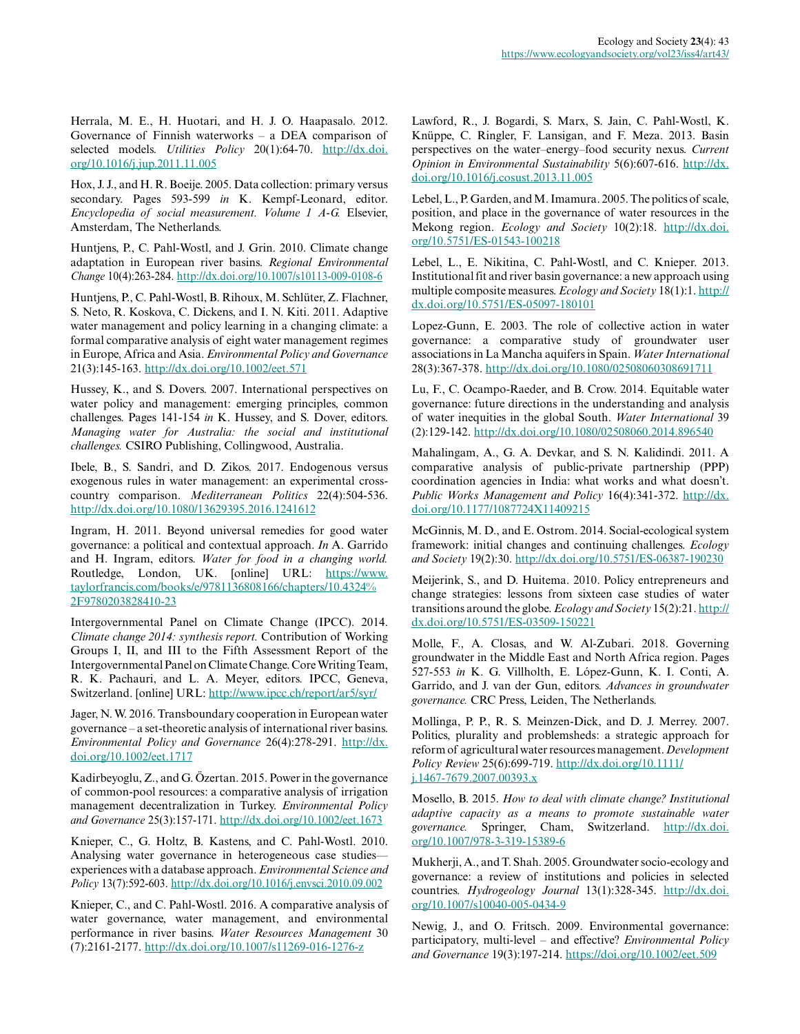Herrala, M. E., H. Huotari, and H. J. O. Haapasalo. 2012. Governance of Finnish waterworks – a DEA comparison of selected models. *Utilities Policy* 20(1):64-70. http://dx.doi.org/10.1016/j.jup.2011.11.005

Hox, J. J., and H. R. Boeije. 2005. Data collection: primary versus secondary. Pages 593-599 *in* K. Kempf-Leonard, editor. *Encyclopedia of social measurement. Volume 1 A-G.* Elsevier, Amsterdam, The Netherlands.

Huntjens, P., C. Pahl-Wostl, and J. Grin. 2010. Climate change adaptation in European river basins. *Regional Environmental Change* 10(4):263-284. http://dx.doi.org/10.1007/s10113-009-0108-6

Huntjens, P., C. Pahl-Wostl, B. Rihoux, M. Schlüter, Z. Flachner, S. Neto, R. Koskova, C. Dickens, and I. N. Kiti. 2011. Adaptive water management and policy learning in a changing climate: a formal comparative analysis of eight water management regimes in Europe, Africa and Asia. *Environmental Policy and Governance* 21(3):145-163. http://dx.doi.org/10.1002/eet.571

Hussey, K., and S. Dovers. 2007. International perspectives on water policy and management: emerging principles, common challenges. Pages 141-154 *in* K. Hussey, and S. Dover, editors. *Managing water for Australia: the social and institutional challenges.* CSIRO Publishing, Collingwood, Australia.

Ibele, B., S. Sandri, and D. Zikos. 2017. Endogenous versus exogenous rules in water management: an experimental cross-country comparison. *Mediterranean Politics* 22(4):504-536. http://dx.doi.org/10.1080/13629395.2016.1241612

Ingram, H. 2011. Beyond universal remedies for good water governance: a political and contextual approach. *In* A. Garrido and H. Ingram, editors. *Water for food in a changing world.* Routledge, London, UK. [online] URL: https://www.taylorfrancis.com/books/e/9781136808166/chapters/10.4324%2F9780203828410-23

Intergovernmental Panel on Climate Change (IPCC). 2014. *Climate change 2014: synthesis report.* Contribution of Working Groups I, II, and III to the Fifth Assessment Report of the Intergovernmental Panel on Climate Change. Core Writing Team, R. K. Pachauri, and L. A. Meyer, editors. IPCC, Geneva, Switzerland. [online] URL: http://www.ipcc.ch/report/ar5/syr/

Jager, N. W. 2016. Transboundary cooperation in European water governance – a set-theoretic analysis of international river basins. *Environmental Policy and Governance* 26(4):278-291. http://dx.doi.org/10.1002/eet.1717

Kadirbeyoglu, Z., and G. Özertan. 2015. Power in the governance of common-pool resources: a comparative analysis of irrigation management decentralization in Turkey. *Environmental Policy and Governance* 25(3):157-171. http://dx.doi.org/10.1002/eet.1673

Knieper, C., G. Holtz, B. Kastens, and C. Pahl-Wostl. 2010. Analysing water governance in heterogeneous case studies—experiences with a database approach. *Environmental Science and Policy* 13(7):592-603. http://dx.doi.org/10.1016/j.envsci.2010.09.002

Knieper, C., and C. Pahl-Wostl. 2016. A comparative analysis of water governance, water management, and environmental performance in river basins. *Water Resources Management* 30 (7):2161-2177. http://dx.doi.org/10.1007/s11269-016-1276-z

Lawford, R., J. Bogardi, S. Marx, S. Jain, C. Pahl-Wostl, K. Knüppe, C. Ringler, F. Lansigan, and F. Meza. 2013. Basin perspectives on the water–energy–food security nexus. *Current Opinion in Environmental Sustainability* 5(6):607-616. http://dx.doi.org/10.1016/j.cosust.2013.11.005

Lebel, L., P. Garden, and M. Imamura. 2005. The politics of scale, position, and place in the governance of water resources in the Mekong region. *Ecology and Society* 10(2):18. http://dx.doi.org/10.5751/ES-01543-100218

Lebel, L., E. Nikitina, C. Pahl-Wostl, and C. Knieper. 2013. Institutional fit and river basin governance: a new approach using multiple composite measures. *Ecology and Society* 18(1):1. http://dx.doi.org/10.5751/ES-05097-180101

Lopez-Gunn, E. 2003. The role of collective action in water governance: a comparative study of groundwater user associations in La Mancha aquifers in Spain. *Water International* 28(3):367-378. http://dx.doi.org/10.1080/02508060308691711

Lu, F., C. Ocampo-Raeder, and B. Crow. 2014. Equitable water governance: future directions in the understanding and analysis of water inequities in the global South. *Water International* 39 (2):129-142. http://dx.doi.org/10.1080/02508060.2014.896540

Mahalingam, A., G. A. Devkar, and S. N. Kalidindi. 2011. A comparative analysis of public-private partnership (PPP) coordination agencies in India: what works and what doesn't. *Public Works Management and Policy* 16(4):341-372. http://dx.doi.org/10.1177/1087724X11409215

McGinnis, M. D., and E. Ostrom. 2014. Social-ecological system framework: initial changes and continuing challenges. *Ecology and Society* 19(2):30. http://dx.doi.org/10.5751/ES-06387-190230

Meijerink, S., and D. Huitema. 2010. Policy entrepreneurs and change strategies: lessons from sixteen case studies of water transitions around the globe. *Ecology and Society* 15(2):21. http://dx.doi.org/10.5751/ES-03509-150221

Molle, F., A. Closas, and W. Al-Zubari. 2018. Governing groundwater in the Middle East and North Africa region. Pages 527-553 *in* K. G. Villholth, E. López-Gunn, K. I. Conti, A. Garrido, and J. van der Gun, editors. *Advances in groundwater governance.* CRC Press, Leiden, The Netherlands.

Mollinga, P. P., R. S. Meinzen-Dick, and D. J. Merrey. 2007. Politics, plurality and problemsheds: a strategic approach for reform of agricultural water resources management. *Development Policy Review* 25(6):699-719. http://dx.doi.org/10.1111/j.1467-7679.2007.00393.x

Mosello, B. 2015. *How to deal with climate change? Institutional adaptive capacity as a means to promote sustainable water governance.* Springer, Cham, Switzerland. http://dx.doi.org/10.1007/978-3-319-15389-6

Mukherji, A., and T. Shah. 2005. Groundwater socio-ecology and governance: a review of institutions and policies in selected countries. *Hydrogeology Journal* 13(1):328-345. http://dx.doi.org/10.1007/s10040-005-0434-9

Newig, J., and O. Fritsch. 2009. Environmental governance: participatory, multi-level – and effective? *Environmental Policy and Governance* 19(3):197-214. https://doi.org/10.1002/eet.509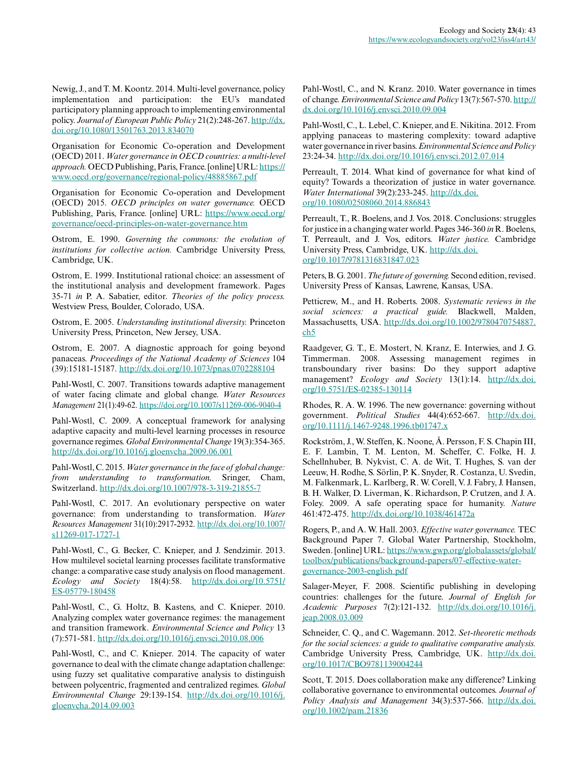Newig, J., and T. M. Koontz. 2014. Multi-level governance, policy implementation and participation: the EU's mandated participatory planning approach to implementing environmental policy. *Journal of European Public Policy* 21(2):248-267. http://dx.doi.org/10.1080/13501763.2013.834070

Organisation for Economic Co-operation and Development (OECD) 2011. *Water governance in OECD countries: a multi-level approach.* OECD Publishing, Paris, France. [online] URL: https://www.oecd.org/governance/regional-policy/48885867.pdf

Organisation for Economic Co-operation and Development (OECD) 2015. *OECD principles on water governance.* OECD Publishing, Paris, France. [online] URL: https://www.oecd.org/governance/oecd-principles-on-water-governance.htm

Ostrom, E. 1990. *Governing the commons: the evolution of institutions for collective action.* Cambridge University Press, Cambridge, UK.

Ostrom, E. 1999. Institutional rational choice: an assessment of the institutional analysis and development framework. Pages 35-71 *in* P. A. Sabatier, editor. *Theories of the policy process.* Westview Press, Boulder, Colorado, USA.

Ostrom, E. 2005. *Understanding institutional diversity.* Princeton University Press, Princeton, New Jersey, USA.

Ostrom, E. 2007. A diagnostic approach for going beyond panaceas. *Proceedings of the National Academy of Sciences* 104 (39):15181-15187. http://dx.doi.org/10.1073/pnas.0702288104

Pahl-Wostl, C. 2007. Transitions towards adaptive management of water facing climate and global change. *Water Resources Management* 21(1):49-62. https://doi.org/10.1007/s11269-006-9040-4

Pahl-Wostl, C. 2009. A conceptual framework for analysing adaptive capacity and multi-level learning processes in resource governance regimes. *Global Environmental Change* 19(3):354-365. http://dx.doi.org/10.1016/j.gloenvcha.2009.06.001

Pahl-Wostl, C. 2015. *Water governance in the face of global change: from understanding to transformation.* Sringer, Cham, Switzerland. http://dx.doi.org/10.1007/978-3-319-21855-7

Pahl-Wostl, C. 2017. An evolutionary perspective on water governance: from understanding to transformation. *Water Resources Management* 31(10):2917-2932. http://dx.doi.org/10.1007/s11269-017-1727-1

Pahl-Wostl, C., G. Becker, C. Knieper, and J. Sendzimir. 2013. How multilevel societal learning processes facilitate transformative change: a comparative case study analysis on flood management. *Ecology and Society* 18(4):58. http://dx.doi.org/10.5751/ES-05779-180458

Pahl-Wostl, C., G. Holtz, B. Kastens, and C. Knieper. 2010. Analyzing complex water governance regimes: the management and transition framework. *Environmental Science and Policy* 13 (7):571-581. http://dx.doi.org/10.1016/j.envsci.2010.08.006

Pahl-Wostl, C., and C. Knieper. 2014. The capacity of water governance to deal with the climate change adaptation challenge: using fuzzy set qualitative comparative analysis to distinguish between polycentric, fragmented and centralized regimes. *Global Environmental Change* 29:139-154. http://dx.doi.org/10.1016/j.gloenvcha.2014.09.003

Pahl-Wostl, C., and N. Kranz. 2010. Water governance in times of change. *Environmental Science and Policy* 13(7):567-570. http://dx.doi.org/10.1016/j.envsci.2010.09.004

Pahl-Wostl, C., L. Lebel, C. Knieper, and E. Nikitina. 2012. From applying panaceas to mastering complexity: toward adaptive water governance in river basins. *Environmental Science and Policy* 23:24-34. http://dx.doi.org/10.1016/j.envsci.2012.07.014

Perreault, T. 2014. What kind of governance for what kind of equity? Towards a theorization of justice in water governance. *Water International* 39(2):233-245. http://dx.doi.org/10.1080/02508060.2014.886843

Perreault, T., R. Boelens, and J. Vos. 2018. Conclusions: struggles for justice in a changing water world. Pages 346-360 *in* R. Boelens, T. Perreault, and J. Vos, editors. *Water justice.* Cambridge University Press, Cambridge, UK. http://dx.doi.org/10.1017/9781316831847.023

Peters, B. G. 2001. *The future of governing.* Second edition, revised. University Press of Kansas, Lawrene, Kansas, USA.

Petticrew, M., and H. Roberts. 2008. *Systematic reviews in the social sciences: a practical guide.* Blackwell, Malden, Massachusetts, USA. http://dx.doi.org/10.1002/9780470754887.ch5

Raadgever, G. T., E. Mostert, N. Kranz, E. Interwies, and J. G. Timmerman. 2008. Assessing management regimes in transboundary river basins: Do they support adaptive management? *Ecology and Society* 13(1):14. http://dx.doi.org/10.5751/ES-02385-130114

Rhodes, R. A. W. 1996. The new governance: governing without government. *Political Studies* 44(4):652-667. http://dx.doi.org/10.1111/j.1467-9248.1996.tb01747.x

Rockström, J., W. Steffen, K. Noone, Å. Persson, F. S. Chapin III, E. F. Lambin, T. M. Lenton, M. Scheffer, C. Folke, H. J. Schellnhuber, B. Nykvist, C. A. de Wit, T. Hughes, S. van der Leeuw, H. Rodhe, S. Sörlin, P. K. Snyder, R. Costanza, U. Svedin, M. Falkenmark, L. Karlberg, R. W. Corell, V. J. Fabry, J. Hansen, B. H. Walker, D. Liverman, K. Richardson, P. Crutzen, and J. A. Foley. 2009. A safe operating space for humanity. *Nature* 461:472-475. http://dx.doi.org/10.1038/461472a

Rogers, P., and A. W. Hall. 2003. *Effective water governance.* TEC Background Paper 7. Global Water Partnership, Stockholm, Sweden. [online] URL: https://www.gwp.org/globalassets/global/toolbox/publications/background-papers/07-effective-water-governance-2003-english.pdf

Salager-Meyer, F. 2008. Scientific publishing in developing countries: challenges for the future. *Journal of English for Academic Purposes* 7(2):121-132. http://dx.doi.org/10.1016/j.jeap.2008.03.009

Schneider, C. Q., and C. Wagemann. 2012. *Set-theoretic methods for the social sciences: a guide to qualitative comparative analysis.* Cambridge University Press, Cambridge, UK. http://dx.doi.org/10.1017/CBO9781139004244

Scott, T. 2015. Does collaboration make any difference? Linking collaborative governance to environmental outcomes. *Journal of Policy Analysis and Management* 34(3):537-566. http://dx.doi.org/10.1002/pam.21836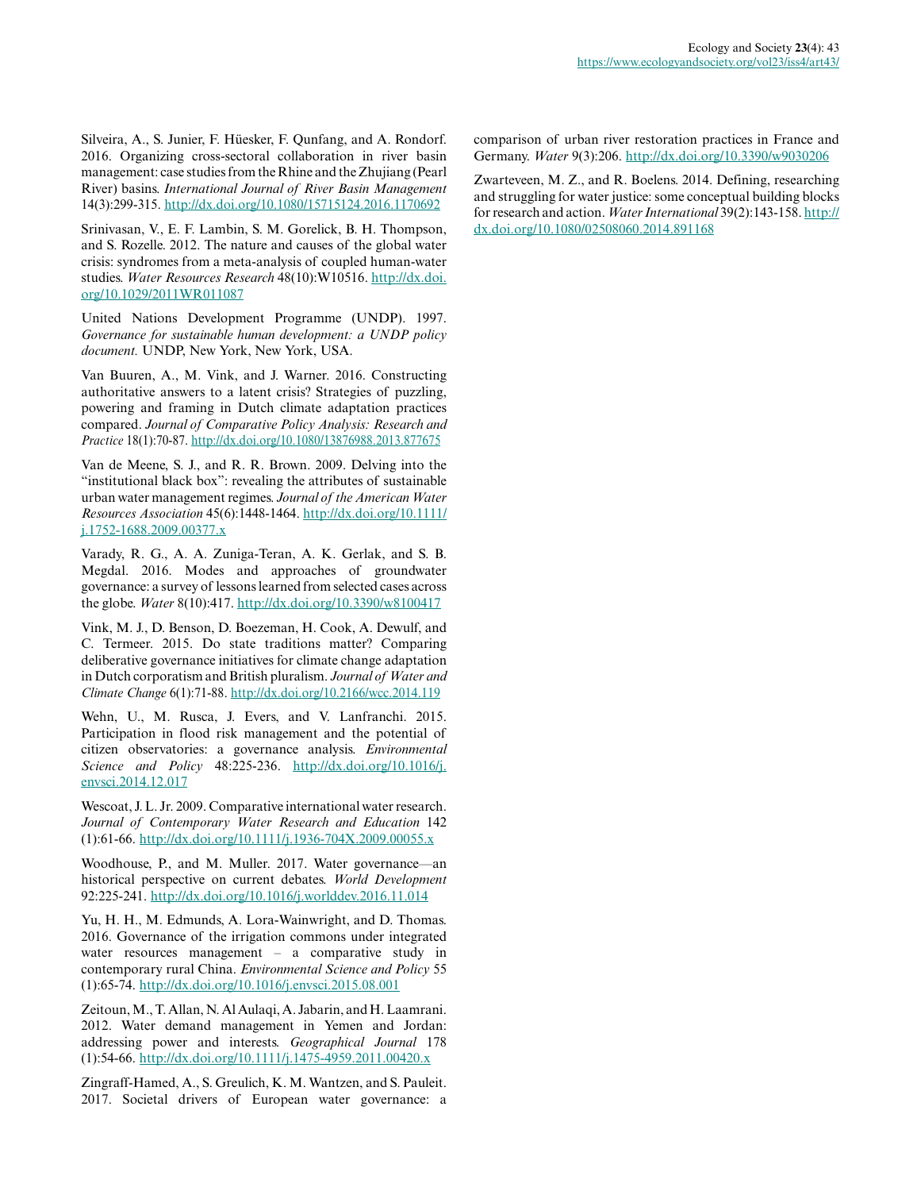Silveira, A., S. Junier, F. Hüesker, F. Qunfang, and A. Rondorf. 2016. Organizing cross-sectoral collaboration in river basin management: case studies from the Rhine and the Zhujiang (Pearl River) basins. *International Journal of River Basin Management* 14(3):299-315. http://dx.doi.org/10.1080/15715124.2016.1170692

Srinivasan, V., E. F. Lambin, S. M. Gorelick, B. H. Thompson, and S. Rozelle. 2012. The nature and causes of the global water crisis: syndromes from a meta-analysis of coupled human-water studies. *Water Resources Research* 48(10):W10516. http://dx.doi.org/10.1029/2011WR011087

United Nations Development Programme (UNDP). 1997. *Governance for sustainable human development: a UNDP policy document.* UNDP, New York, New York, USA.

Van Buuren, A., M. Vink, and J. Warner. 2016. Constructing authoritative answers to a latent crisis? Strategies of puzzling, powering and framing in Dutch climate adaptation practices compared. *Journal of Comparative Policy Analysis: Research and Practice* 18(1):70-87. http://dx.doi.org/10.1080/13876988.2013.877675

Van de Meene, S. J., and R. R. Brown. 2009. Delving into the "institutional black box": revealing the attributes of sustainable urban water management regimes. *Journal of the American Water Resources Association* 45(6):1448-1464. http://dx.doi.org/10.1111/j.1752-1688.2009.00377.x

Varady, R. G., A. A. Zuniga-Teran, A. K. Gerlak, and S. B. Megdal. 2016. Modes and approaches of groundwater governance: a survey of lessons learned from selected cases across the globe. *Water* 8(10):417. http://dx.doi.org/10.3390/w8100417

Vink, M. J., D. Benson, D. Boezeman, H. Cook, A. Dewulf, and C. Termeer. 2015. Do state traditions matter? Comparing deliberative governance initiatives for climate change adaptation in Dutch corporatism and British pluralism. *Journal of Water and Climate Change* 6(1):71-88. http://dx.doi.org/10.2166/wcc.2014.119

Wehn, U., M. Rusca, J. Evers, and V. Lanfranchi. 2015. Participation in flood risk management and the potential of citizen observatories: a governance analysis. *Environmental Science and Policy* 48:225-236. http://dx.doi.org/10.1016/j.envsci.2014.12.017

Wescoat, J. L. Jr. 2009. Comparative international water research. *Journal of Contemporary Water Research and Education* 142 (1):61-66. http://dx.doi.org/10.1111/j.1936-704X.2009.00055.x

Woodhouse, P., and M. Muller. 2017. Water governance—an historical perspective on current debates. *World Development* 92:225-241. http://dx.doi.org/10.1016/j.worlddev.2016.11.014

Yu, H. H., M. Edmunds, A. Lora-Wainwright, and D. Thomas. 2016. Governance of the irrigation commons under integrated water resources management – a comparative study in contemporary rural China. *Environmental Science and Policy* 55 (1):65-74. http://dx.doi.org/10.1016/j.envsci.2015.08.001

Zeitoun, M., T. Allan, N. Al Aulaqi, A. Jabarin, and H. Laamrani. 2012. Water demand management in Yemen and Jordan: addressing power and interests. *Geographical Journal* 178 (1):54-66. http://dx.doi.org/10.1111/j.1475-4959.2011.00420.x

Zingraff-Hamed, A., S. Greulich, K. M. Wantzen, and S. Pauleit. 2017. Societal drivers of European water governance: a comparison of urban river restoration practices in France and Germany. *Water* 9(3):206. http://dx.doi.org/10.3390/w9030206

Zwarteveen, M. Z., and R. Boelens. 2014. Defining, researching and struggling for water justice: some conceptual building blocks for research and action. *Water International* 39(2):143-158. http://dx.doi.org/10.1080/02508060.2014.891168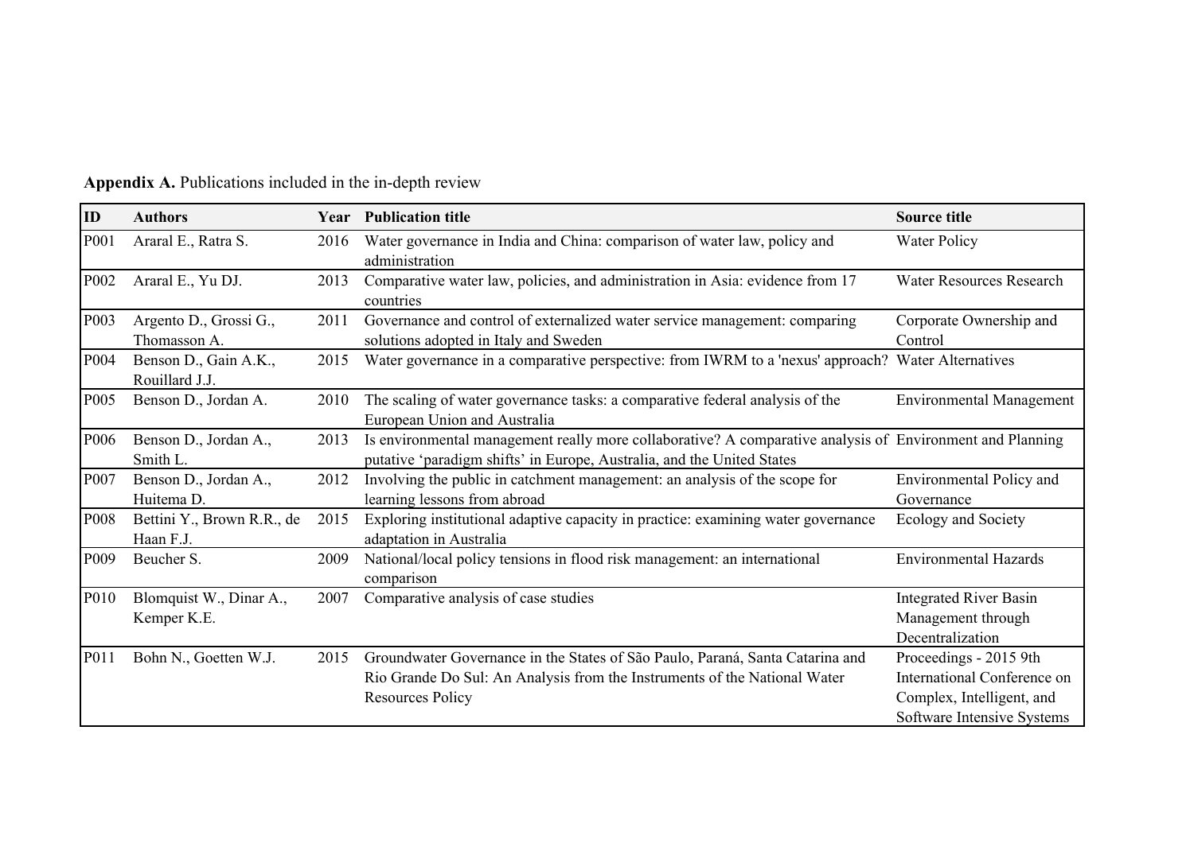**Appendix A.** Publications included in the in-depth review

| ID | Authors | Year | Publication title | Source title |
|---|---|---|---|---|
| P001 | Araral E., Ratra S. | 2016 | Water governance in India and China: comparison of water law, policy and administration | Water Policy |
| P002 | Araral E., Yu DJ. | 2013 | Comparative water law, policies, and administration in Asia: evidence from 17 countries | Water Resources Research |
| P003 | Argento D., Grossi G., Thomasson A. | 2011 | Governance and control of externalized water service management: comparing solutions adopted in Italy and Sweden | Corporate Ownership and Control |
| P004 | Benson D., Gain A.K., Rouillard J.J. | 2015 | Water governance in a comparative perspective: from IWRM to a 'nexus' approach? | Water Alternatives |
| P005 | Benson D., Jordan A. | 2010 | The scaling of water governance tasks: a comparative federal analysis of the European Union and Australia | Environmental Management |
| P006 | Benson D., Jordan A., Smith L. | 2013 | Is environmental management really more collaborative? A comparative analysis of putative 'paradigm shifts' in Europe, Australia, and the United States | Environment and Planning |
| P007 | Benson D., Jordan A., Huitema D. | 2012 | Involving the public in catchment management: an analysis of the scope for learning lessons from abroad | Environmental Policy and Governance |
| P008 | Bettini Y., Brown R.R., de Haan F.J. | 2015 | Exploring institutional adaptive capacity in practice: examining water governance adaptation in Australia | Ecology and Society |
| P009 | Beucher S. | 2009 | National/local policy tensions in flood risk management: an international comparison | Environmental Hazards |
| P010 | Blomquist W., Dinar A., Kemper K.E. | 2007 | Comparative analysis of case studies | Integrated River Basin Management through Decentralization |
| P011 | Bohn N., Goetten W.J. | 2015 | Groundwater Governance in the States of São Paulo, Paraná, Santa Catarina and Rio Grande Do Sul: An Analysis from the Instruments of the National Water Resources Policy | Proceedings - 2015 9th International Conference on Complex, Intelligent, and Software Intensive Systems |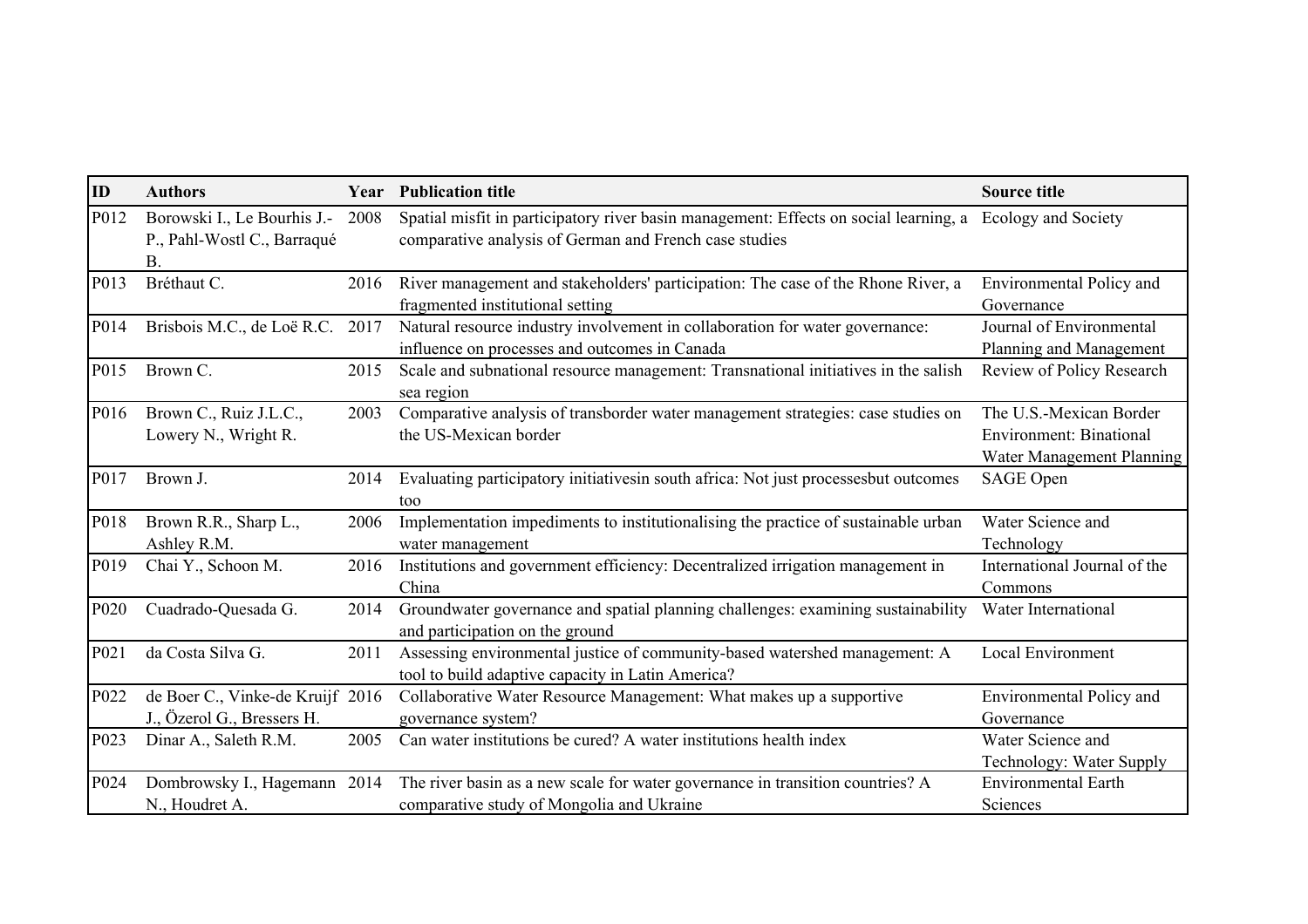| ID | Authors | Year | Publication title | Source title |
| --- | --- | --- | --- | --- |
| P012 | Borowski I., Le Bourhis J.-P., Pahl-Wostl C., Barraqué B. | 2008 | Spatial misfit in participatory river basin management: Effects on social learning, a comparative analysis of German and French case studies | Ecology and Society |
| P013 | Bréthaut C. | 2016 | River management and stakeholders' participation: The case of the Rhone River, a fragmented institutional setting | Environmental Policy and Governance |
| P014 | Brisbois M.C., de Loë R.C. | 2017 | Natural resource industry involvement in collaboration for water governance: influence on processes and outcomes in Canada | Journal of Environmental Planning and Management |
| P015 | Brown C. | 2015 | Scale and subnational resource management: Transnational initiatives in the salish sea region | Review of Policy Research |
| P016 | Brown C., Ruiz J.L.C., Lowery N., Wright R. | 2003 | Comparative analysis of transborder water management strategies: case studies on the US-Mexican border | The U.S.-Mexican Border Environment: Binational Water Management Planning |
| P017 | Brown J. | 2014 | Evaluating participatory initiativesin south africa: Not just processesbut outcomes too | SAGE Open |
| P018 | Brown R.R., Sharp L., Ashley R.M. | 2006 | Implementation impediments to institutionalising the practice of sustainable urban water management | Water Science and Technology |
| P019 | Chai Y., Schoon M. | 2016 | Institutions and government efficiency: Decentralized irrigation management in China | International Journal of the Commons |
| P020 | Cuadrado-Quesada G. | 2014 | Groundwater governance and spatial planning challenges: examining sustainability and participation on the ground | Water International |
| P021 | da Costa Silva G. | 2011 | Assessing environmental justice of community-based watershed management: A tool to build adaptive capacity in Latin America? | Local Environment |
| P022 | de Boer C., Vinke-de Kruijf J., Özerol G., Bressers H. | 2016 | Collaborative Water Resource Management: What makes up a supportive governance system? | Environmental Policy and Governance |
| P023 | Dinar A., Saleth R.M. | 2005 | Can water institutions be cured? A water institutions health index | Water Science and Technology: Water Supply |
| P024 | Dombrowsky I., Hagemann N., Houdret A. | 2014 | The river basin as a new scale for water governance in transition countries? A comparative study of Mongolia and Ukraine | Environmental Earth Sciences |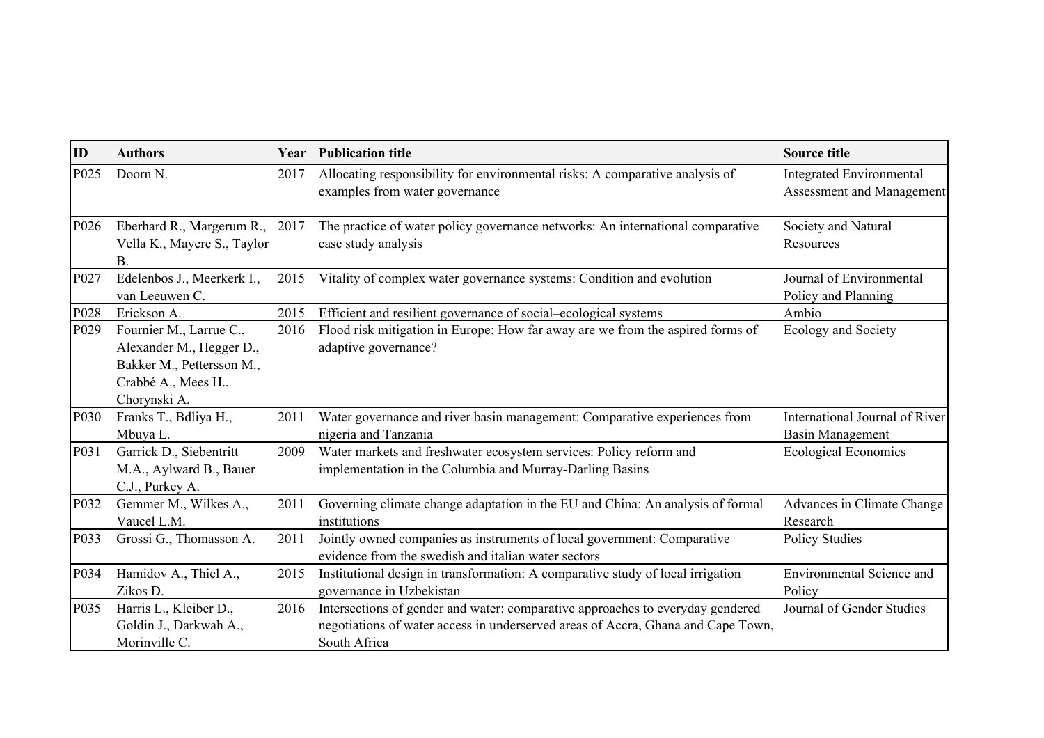| ID | Authors | Year | Publication title | Source title |
|---|---|---|---|---|
| P025 | Doorn N. | 2017 | Allocating responsibility for environmental risks: A comparative analysis of examples from water governance | Integrated Environmental Assessment and Management |
| P026 | Eberhard R., Margerum R., Vella K., Mayere S., Taylor B. | 2017 | The practice of water policy governance networks: An international comparative case study analysis | Society and Natural Resources |
| P027 | Edelenbos J., Meerkerk I., van Leeuwen C. | 2015 | Vitality of complex water governance systems: Condition and evolution | Journal of Environmental Policy and Planning |
| P028 | Erickson A. | 2015 | Efficient and resilient governance of social–ecological systems | Ambio |
| P029 | Fournier M., Larrue C., Alexander M., Hegger D., Bakker M., Pettersson M., Crabbé A., Mees H., Chorynski A. | 2016 | Flood risk mitigation in Europe: How far away are we from the aspired forms of adaptive governance? | Ecology and Society |
| P030 | Franks T., Bdliya H., Mbuya L. | 2011 | Water governance and river basin management: Comparative experiences from nigeria and Tanzania | International Journal of River Basin Management |
| P031 | Garrick D., Siebentritt M.A., Aylward B., Bauer C.J., Purkey A. | 2009 | Water markets and freshwater ecosystem services: Policy reform and implementation in the Columbia and Murray-Darling Basins | Ecological Economics |
| P032 | Gemmer M., Wilkes A., Vaucel L.M. | 2011 | Governing climate change adaptation in the EU and China: An analysis of formal institutions | Advances in Climate Change Research |
| P033 | Grossi G., Thomasson A. | 2011 | Jointly owned companies as instruments of local government: Comparative evidence from the swedish and italian water sectors | Policy Studies |
| P034 | Hamidov A., Thiel A., Zikos D. | 2015 | Institutional design in transformation: A comparative study of local irrigation governance in Uzbekistan | Environmental Science and Policy |
| P035 | Harris L., Kleiber D., Goldin J., Darkwah A., Morinville C. | 2016 | Intersections of gender and water: comparative approaches to everyday gendered negotiations of water access in underserved areas of Accra, Ghana and Cape Town, South Africa | Journal of Gender Studies |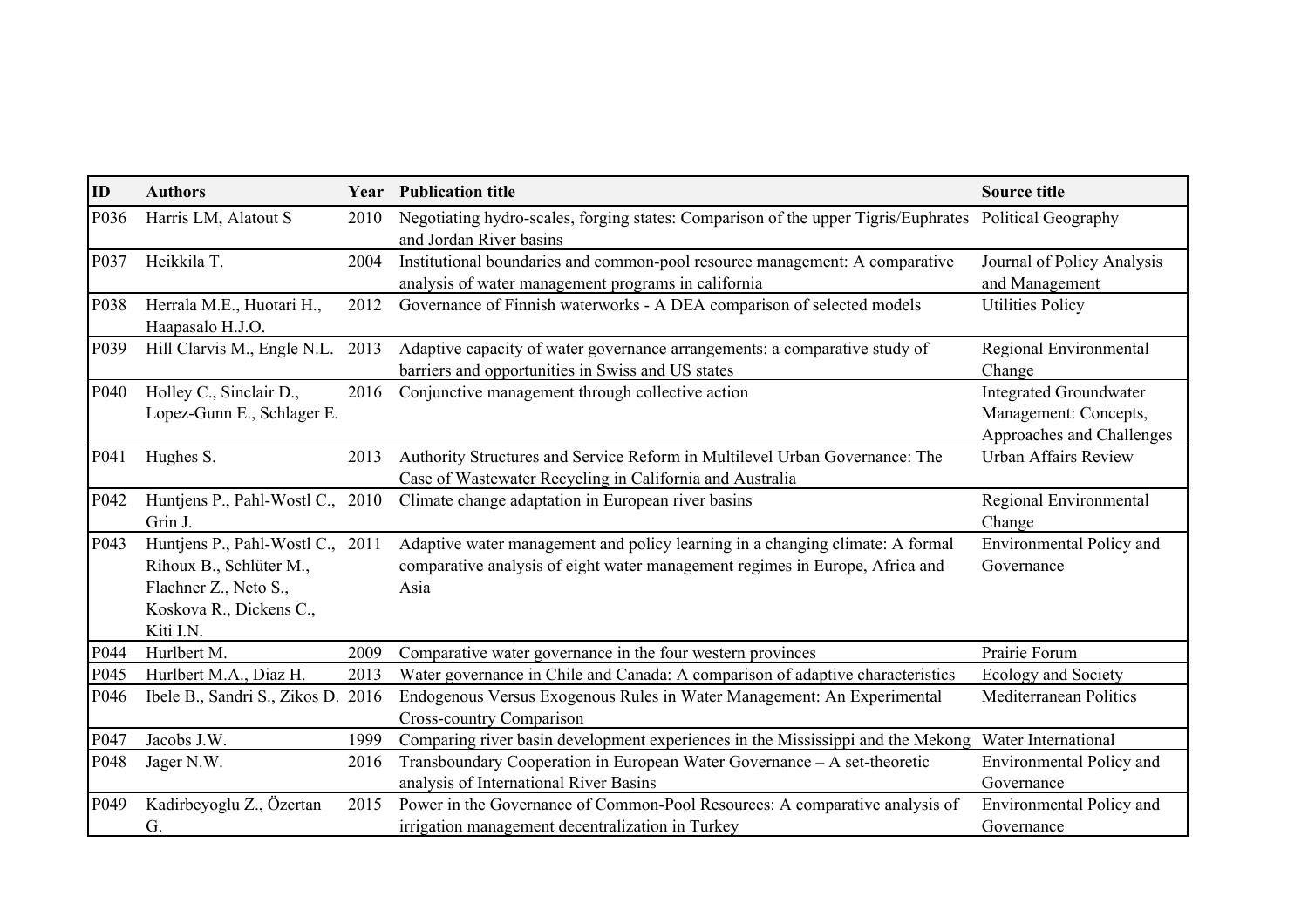| ID | Authors | Year | Publication title | Source title |
|---|---|---|---|---|
| P036 | Harris LM, Alatout S | 2010 | Negotiating hydro-scales, forging states: Comparison of the upper Tigris/Euphrates and Jordan River basins | Political Geography |
| P037 | Heikkila T. | 2004 | Institutional boundaries and common-pool resource management: A comparative analysis of water management programs in california | Journal of Policy Analysis and Management |
| P038 | Herrala M.E., Huotari H., Haapasalo H.J.O. | 2012 | Governance of Finnish waterworks - A DEA comparison of selected models | Utilities Policy |
| P039 | Hill Clarvis M., Engle N.L. | 2013 | Adaptive capacity of water governance arrangements: a comparative study of barriers and opportunities in Swiss and US states | Regional Environmental Change |
| P040 | Holley C., Sinclair D., Lopez-Gunn E., Schlager E. | 2016 | Conjunctive management through collective action | Integrated Groundwater Management: Concepts, Approaches and Challenges |
| P041 | Hughes S. | 2013 | Authority Structures and Service Reform in Multilevel Urban Governance: The Case of Wastewater Recycling in California and Australia | Urban Affairs Review |
| P042 | Huntjens P., Pahl-Wostl C., Grin J. | 2010 | Climate change adaptation in European river basins | Regional Environmental Change |
| P043 | Huntjens P., Pahl-Wostl C., Rihoux B., Schlüter M., Flachner Z., Neto S., Koskova R., Dickens C., Kiti I.N. | 2011 | Adaptive water management and policy learning in a changing climate: A formal comparative analysis of eight water management regimes in Europe, Africa and Asia | Environmental Policy and Governance |
| P044 | Hurlbert M. | 2009 | Comparative water governance in the four western provinces | Prairie Forum |
| P045 | Hurlbert M.A., Diaz H. | 2013 | Water governance in Chile and Canada: A comparison of adaptive characteristics | Ecology and Society |
| P046 | Ibele B., Sandri S., Zikos D. | 2016 | Endogenous Versus Exogenous Rules in Water Management: An Experimental Cross-country Comparison | Mediterranean Politics |
| P047 | Jacobs J.W. | 1999 | Comparing river basin development experiences in the Mississippi and the Mekong | Water International |
| P048 | Jager N.W. | 2016 | Transboundary Cooperation in European Water Governance – A set-theoretic analysis of International River Basins | Environmental Policy and Governance |
| P049 | Kadirbeyoglu Z., Özertan G. | 2015 | Power in the Governance of Common-Pool Resources: A comparative analysis of irrigation management decentralization in Turkey | Environmental Policy and Governance |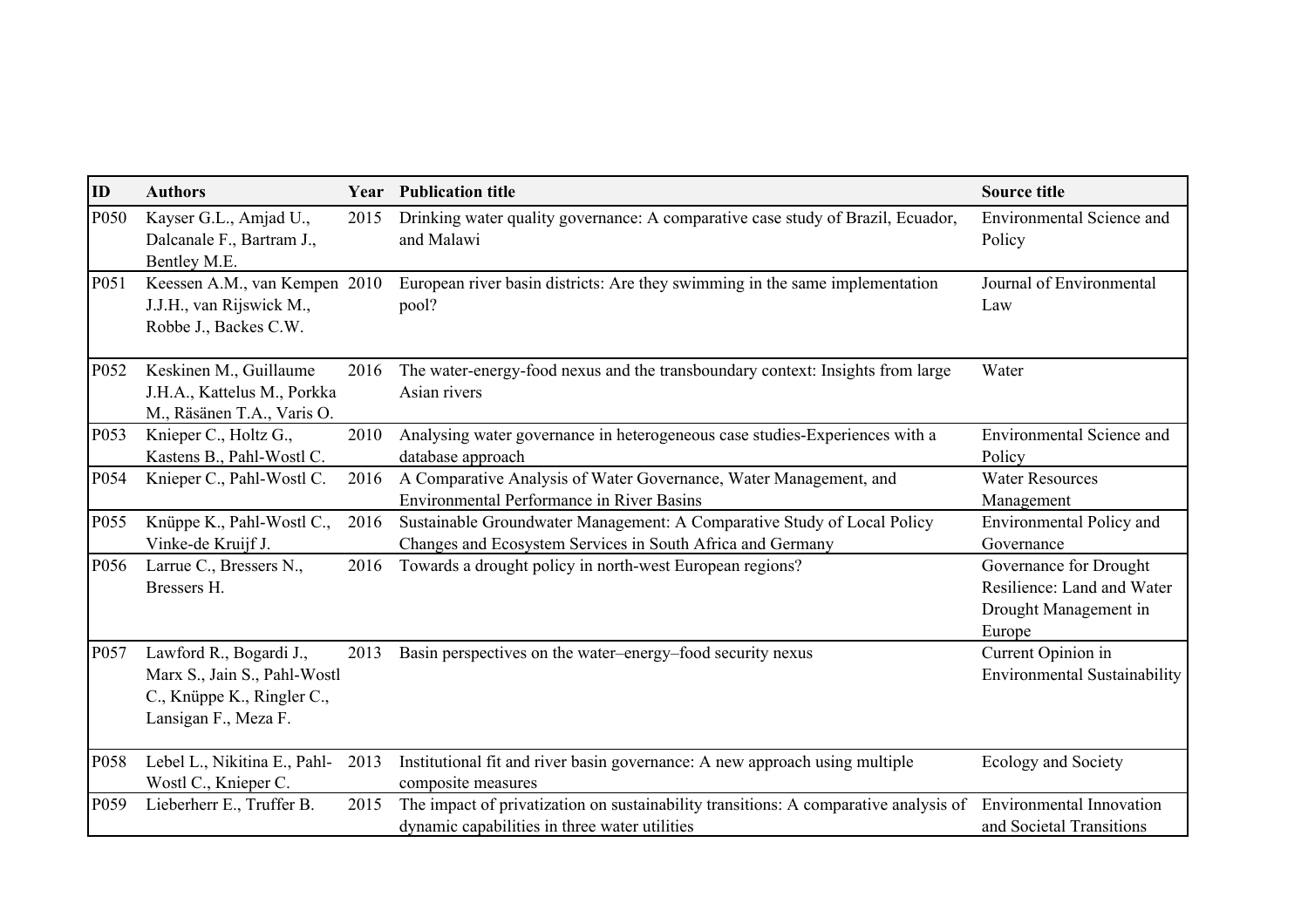| ID | Authors | Year | Publication title | Source title |
|---|---|---|---|---|
| P050 | Kayser G.L., Amjad U., Dalcanale F., Bartram J., Bentley M.E. | 2015 | Drinking water quality governance: A comparative case study of Brazil, Ecuador, and Malawi | Environmental Science and Policy |
| P051 | Keessen A.M., van Kempen J.J.H., van Rijswick M., Robbe J., Backes C.W. | 2010 | European river basin districts: Are they swimming in the same implementation pool? | Journal of Environmental Law |
| P052 | Keskinen M., Guillaume J.H.A., Kattelus M., Porkka M., Räsänen T.A., Varis O. | 2016 | The water-energy-food nexus and the transboundary context: Insights from large Asian rivers | Water |
| P053 | Knieper C., Holtz G., Kastens B., Pahl-Wostl C. | 2010 | Analysing water governance in heterogeneous case studies-Experiences with a database approach | Environmental Science and Policy |
| P054 | Knieper C., Pahl-Wostl C. | 2016 | A Comparative Analysis of Water Governance, Water Management, and Environmental Performance in River Basins | Water Resources Management |
| P055 | Knüppe K., Pahl-Wostl C., Vinke-de Kruijf J. | 2016 | Sustainable Groundwater Management: A Comparative Study of Local Policy Changes and Ecosystem Services in South Africa and Germany | Environmental Policy and Governance |
| P056 | Larrue C., Bressers N., Bressers H. | 2016 | Towards a drought policy in north-west European regions? | Governance for Drought Resilience: Land and Water Drought Management in Europe |
| P057 | Lawford R., Bogardi J., Marx S., Jain S., Pahl-Wostl C., Knüppe K., Ringler C., Lansigan F., Meza F. | 2013 | Basin perspectives on the water–energy–food security nexus | Current Opinion in Environmental Sustainability |
| P058 | Lebel L., Nikitina E., Pahl-Wostl C., Knieper C. | 2013 | Institutional fit and river basin governance: A new approach using multiple composite measures | Ecology and Society |
| P059 | Lieberherr E., Truffer B. | 2015 | The impact of privatization on sustainability transitions: A comparative analysis of dynamic capabilities in three water utilities | Environmental Innovation and Societal Transitions |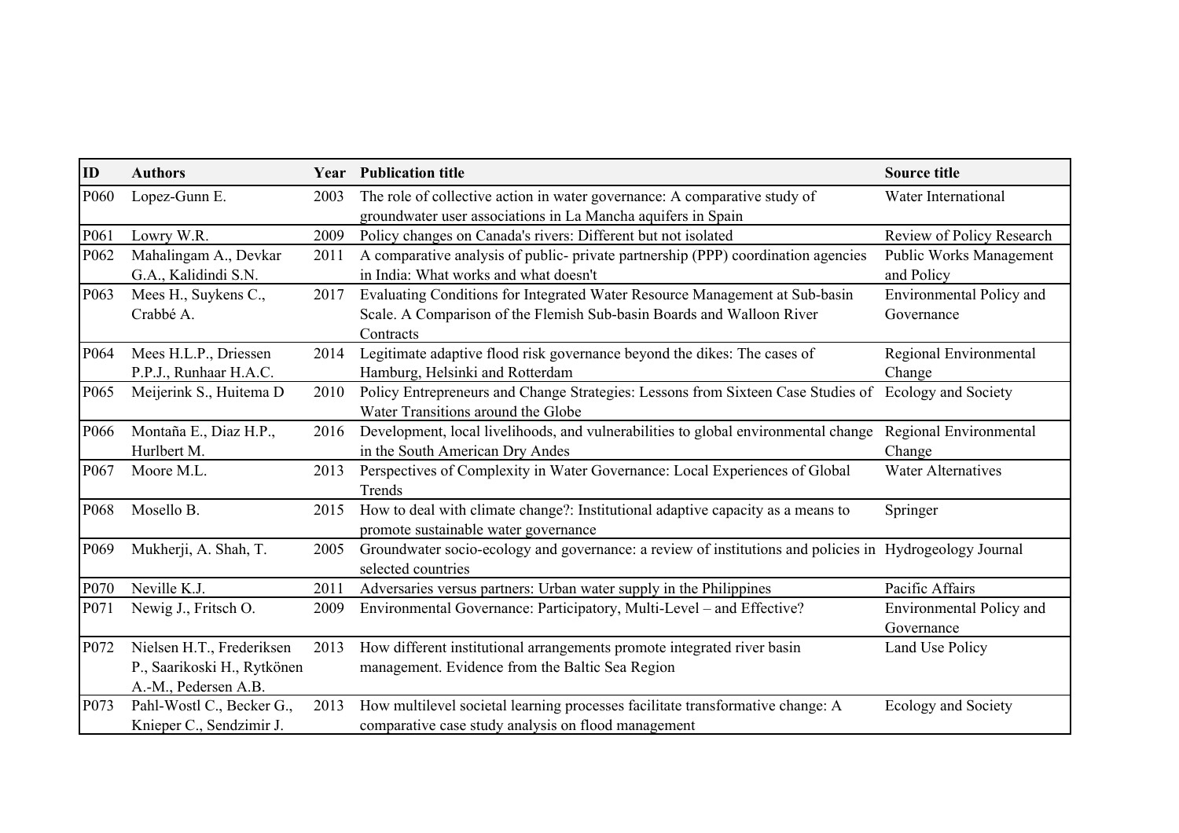| ID | Authors | Year | Publication title | Source title |
|---|---|---|---|---|
| P060 | Lopez-Gunn E. | 2003 | The role of collective action in water governance: A comparative study of groundwater user associations in La Mancha aquifers in Spain | Water International |
| P061 | Lowry W.R. | 2009 | Policy changes on Canada's rivers: Different but not isolated | Review of Policy Research |
| P062 | Mahalingam A., Devkar G.A., Kalidindi S.N. | 2011 | A comparative analysis of public- private partnership (PPP) coordination agencies in India: What works and what doesn't | Public Works Management and Policy |
| P063 | Mees H., Suykens C., Crabbé A. | 2017 | Evaluating Conditions for Integrated Water Resource Management at Sub-basin Scale. A Comparison of the Flemish Sub-basin Boards and Walloon River Contracts | Environmental Policy and Governance |
| P064 | Mees H.L.P., Driessen P.P.J., Runhaar H.A.C. | 2014 | Legitimate adaptive flood risk governance beyond the dikes: The cases of Hamburg, Helsinki and Rotterdam | Regional Environmental Change |
| P065 | Meijerink S., Huitema D | 2010 | Policy Entrepreneurs and Change Strategies: Lessons from Sixteen Case Studies of Water Transitions around the Globe | Ecology and Society |
| P066 | Montaña E., Diaz H.P., Hurlbert M. | 2016 | Development, local livelihoods, and vulnerabilities to global environmental change in the South American Dry Andes | Regional Environmental Change |
| P067 | Moore M.L. | 2013 | Perspectives of Complexity in Water Governance: Local Experiences of Global Trends | Water Alternatives |
| P068 | Mosello B. | 2015 | How to deal with climate change?: Institutional adaptive capacity as a means to promote sustainable water governance | Springer |
| P069 | Mukherji, A. Shah, T. | 2005 | Groundwater socio-ecology and governance: a review of institutions and policies in selected countries | Hydrogeology Journal |
| P070 | Neville K.J. | 2011 | Adversaries versus partners: Urban water supply in the Philippines | Pacific Affairs |
| P071 | Newig J., Fritsch O. | 2009 | Environmental Governance: Participatory, Multi-Level – and Effective? | Environmental Policy and Governance |
| P072 | Nielsen H.T., Frederiksen P., Saarikoski H., Rytkönen A.-M., Pedersen A.B. | 2013 | How different institutional arrangements promote integrated river basin management. Evidence from the Baltic Sea Region | Land Use Policy |
| P073 | Pahl-Wostl C., Becker G., Knieper C., Sendzimir J. | 2013 | How multilevel societal learning processes facilitate transformative change: A comparative case study analysis on flood management | Ecology and Society |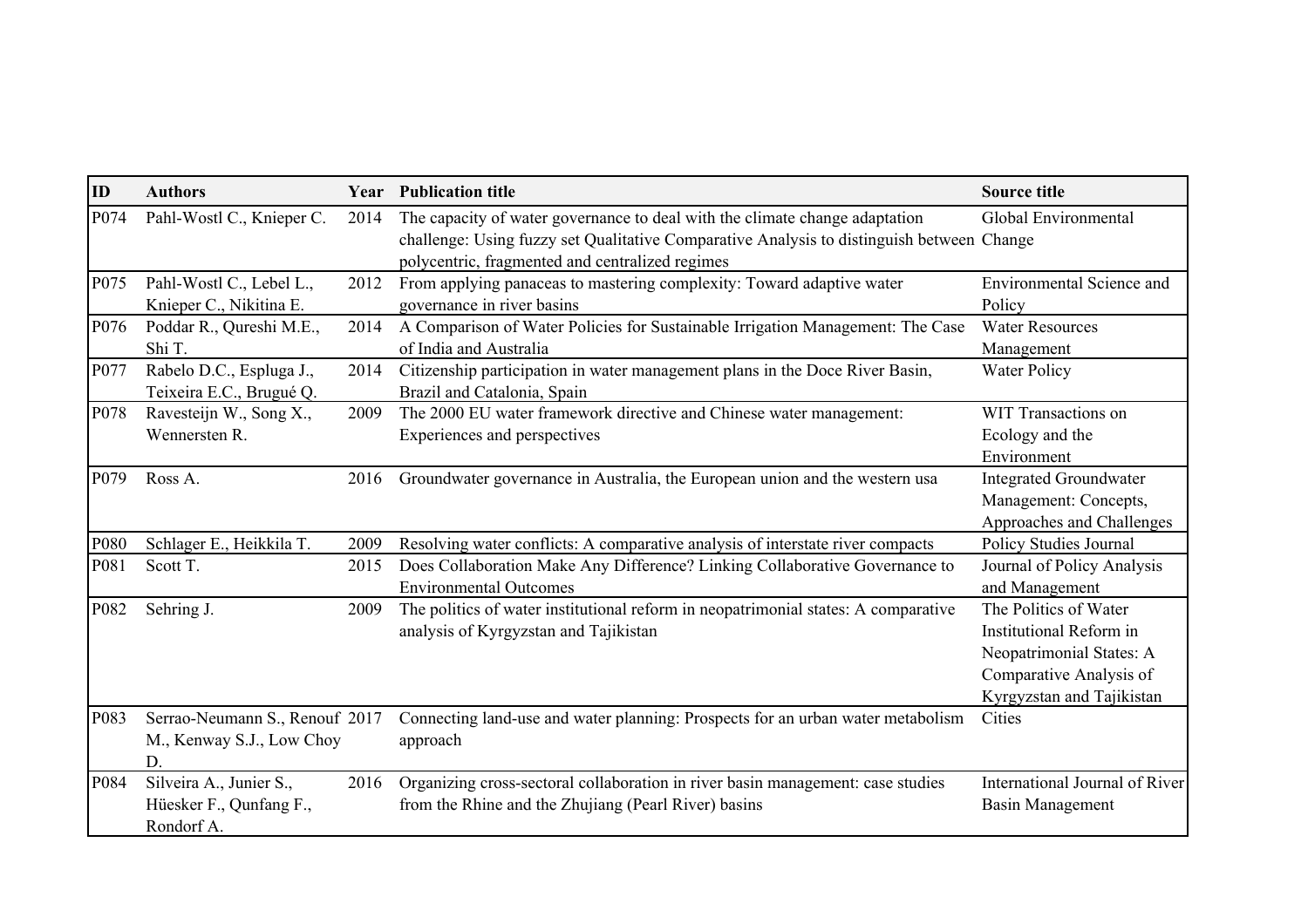| ID | Authors | Year | Publication title | Source title |
|---|---|---|---|---|
| P074 | Pahl-Wostl C., Knieper C. | 2014 | The capacity of water governance to deal with the climate change adaptation challenge: Using fuzzy set Qualitative Comparative Analysis to distinguish between polycentric, fragmented and centralized regimes | Global Environmental Change |
| P075 | Pahl-Wostl C., Lebel L., Knieper C., Nikitina E. | 2012 | From applying panaceas to mastering complexity: Toward adaptive water governance in river basins | Environmental Science and Policy |
| P076 | Poddar R., Qureshi M.E., Shi T. | 2014 | A Comparison of Water Policies for Sustainable Irrigation Management: The Case of India and Australia | Water Resources Management |
| P077 | Rabelo D.C., Espluga J., Teixeira E.C., Brugué Q. | 2014 | Citizenship participation in water management plans in the Doce River Basin, Brazil and Catalonia, Spain | Water Policy |
| P078 | Ravesteijn W., Song X., Wennersten R. | 2009 | The 2000 EU water framework directive and Chinese water management: Experiences and perspectives | WIT Transactions on Ecology and the Environment |
| P079 | Ross A. | 2016 | Groundwater governance in Australia, the European union and the western usa | Integrated Groundwater Management: Concepts, Approaches and Challenges |
| P080 | Schlager E., Heikkila T. | 2009 | Resolving water conflicts: A comparative analysis of interstate river compacts | Policy Studies Journal |
| P081 | Scott T. | 2015 | Does Collaboration Make Any Difference? Linking Collaborative Governance to Environmental Outcomes | Journal of Policy Analysis and Management |
| P082 | Sehring J. | 2009 | The politics of water institutional reform in neopatrimonial states: A comparative analysis of Kyrgyzstan and Tajikistan | The Politics of Water Institutional Reform in Neopatrimonial States: A Comparative Analysis of Kyrgyzstan and Tajikistan |
| P083 | Serrao-Neumann S., Renouf M., Kenway S.J., Low Choy D. | 2017 | Connecting land-use and water planning: Prospects for an urban water metabolism approach | Cities |
| P084 | Silveira A., Junier S., Hüesker F., Qunfang F., Rondorf A. | 2016 | Organizing cross-sectoral collaboration in river basin management: case studies from the Rhine and the Zhujiang (Pearl River) basins | International Journal of River Basin Management |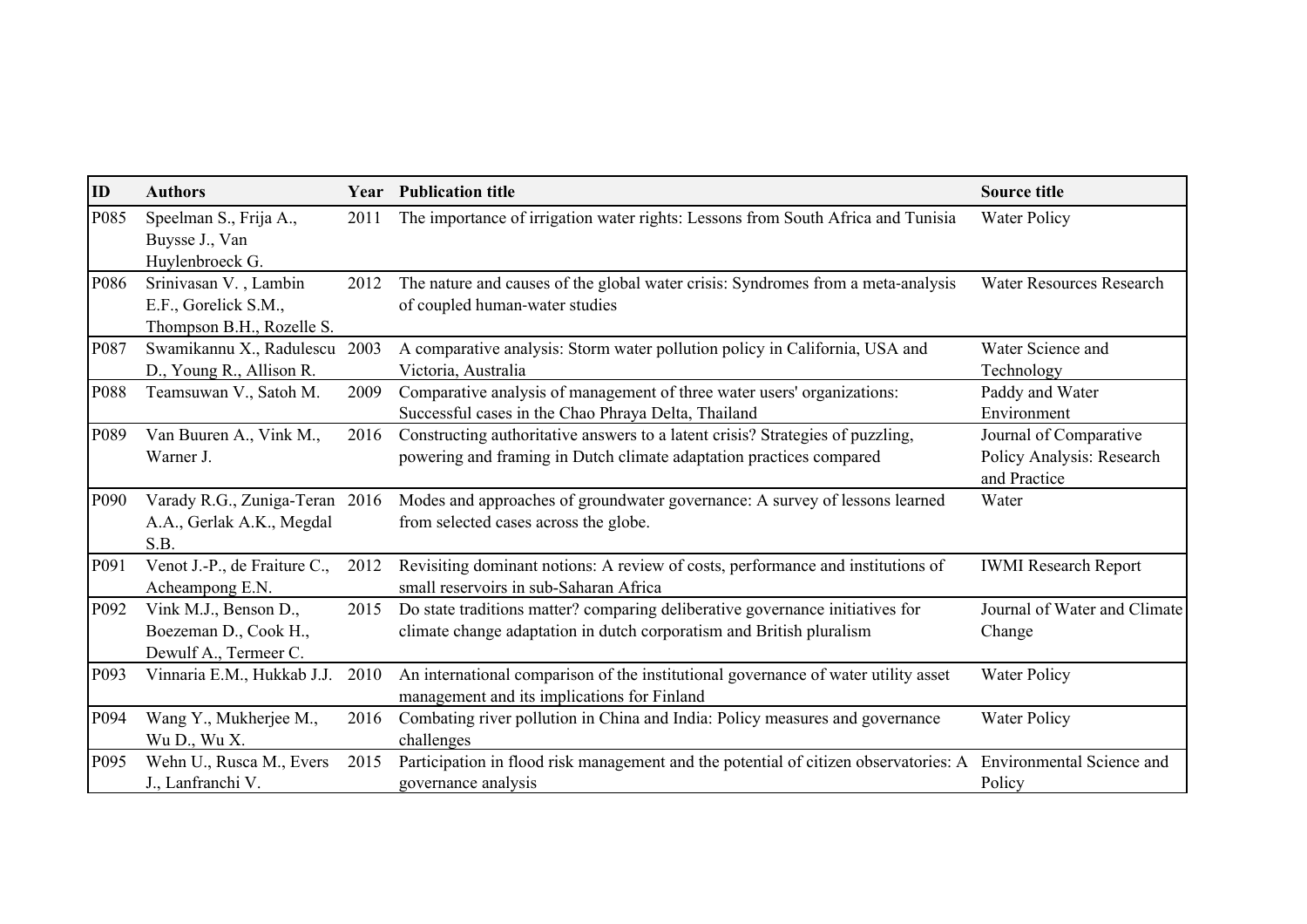| ID | Authors | Year | Publication title | Source title |
|---|---|---|---|---|
| P085 | Speelman S., Frija A., Buysse J., Van Huylenbroeck G. | 2011 | The importance of irrigation water rights: Lessons from South Africa and Tunisia | Water Policy |
| P086 | Srinivasan V. , Lambin E.F., Gorelick S.M., Thompson B.H., Rozelle S. | 2012 | The nature and causes of the global water crisis: Syndromes from a meta-analysis of coupled human-water studies | Water Resources Research |
| P087 | Swamikannu X., Radulescu D., Young R., Allison R. | 2003 | A comparative analysis: Storm water pollution policy in California, USA and Victoria, Australia | Water Science and Technology |
| P088 | Teamsuwan V., Satoh M. | 2009 | Comparative analysis of management of three water users' organizations: Successful cases in the Chao Phraya Delta, Thailand | Paddy and Water Environment |
| P089 | Van Buuren A., Vink M., Warner J. | 2016 | Constructing authoritative answers to a latent crisis? Strategies of puzzling, powering and framing in Dutch climate adaptation practices compared | Journal of Comparative Policy Analysis: Research and Practice |
| P090 | Varady R.G., Zuniga-Teran A.A., Gerlak A.K., Megdal S.B. | 2016 | Modes and approaches of groundwater governance: A survey of lessons learned from selected cases across the globe. | Water |
| P091 | Venot J.-P., de Fraiture C., Acheampong E.N. | 2012 | Revisiting dominant notions: A review of costs, performance and institutions of small reservoirs in sub-Saharan Africa | IWMI Research Report |
| P092 | Vink M.J., Benson D., Boezeman D., Cook H., Dewulf A., Termeer C. | 2015 | Do state traditions matter? comparing deliberative governance initiatives for climate change adaptation in dutch corporatism and British pluralism | Journal of Water and Climate Change |
| P093 | Vinnaria E.M., Hukkab J.J. | 2010 | An international comparison of the institutional governance of water utility asset management and its implications for Finland | Water Policy |
| P094 | Wang Y., Mukherjee M., Wu D., Wu X. | 2016 | Combating river pollution in China and India: Policy measures and governance challenges | Water Policy |
| P095 | Wehn U., Rusca M., Evers J., Lanfranchi V. | 2015 | Participation in flood risk management and the potential of citizen observatories: A governance analysis | Environmental Science and Policy |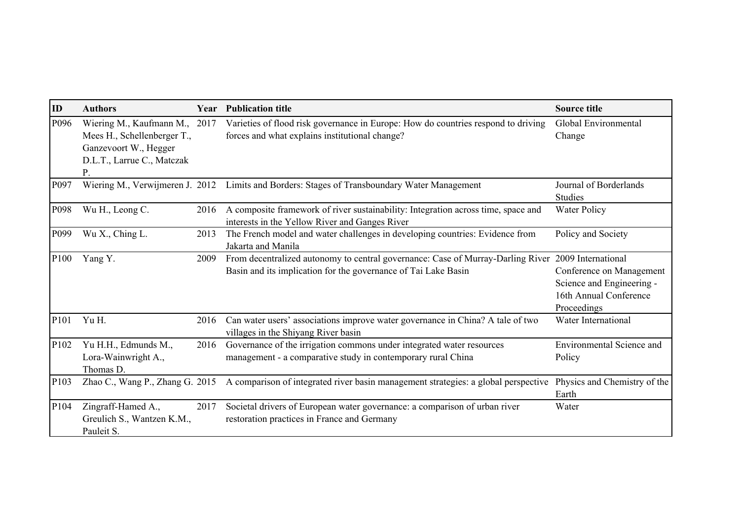| ID | Authors | Year | Publication title | Source title |
| --- | --- | --- | --- | --- |
| P096 | Wiering M., Kaufmann M., Mees H., Schellenberger T., Ganzevoort W., Hegger D.L.T., Larrue C., Matczak P. | 2017 | Varieties of flood risk governance in Europe: How do countries respond to driving forces and what explains institutional change? | Global Environmental Change |
| P097 | Wiering M., Verwijmeren J. | 2012 | Limits and Borders: Stages of Transboundary Water Management | Journal of Borderlands Studies |
| P098 | Wu H., Leong C. | 2016 | A composite framework of river sustainability: Integration across time, space and interests in the Yellow River and Ganges River | Water Policy |
| P099 | Wu X., Ching L. | 2013 | The French model and water challenges in developing countries: Evidence from Jakarta and Manila | Policy and Society |
| P100 | Yang Y. | 2009 | From decentralized autonomy to central governance: Case of Murray-Darling River Basin and its implication for the governance of Tai Lake Basin | 2009 International Conference on Management Science and Engineering - 16th Annual Conference Proceedings |
| P101 | Yu H. | 2016 | Can water users' associations improve water governance in China? A tale of two villages in the Shiyang River basin | Water International |
| P102 | Yu H.H., Edmunds M., Lora-Wainwright A., Thomas D. | 2016 | Governance of the irrigation commons under integrated water resources management - a comparative study in contemporary rural China | Environmental Science and Policy |
| P103 | Zhao C., Wang P., Zhang G. | 2015 | A comparison of integrated river basin management strategies: a global perspective | Physics and Chemistry of the Earth |
| P104 | Zingraff-Hamed A., Greulich S., Wantzen K.M., Pauleit S. | 2017 | Societal drivers of European water governance: a comparison of urban river restoration practices in France and Germany | Water |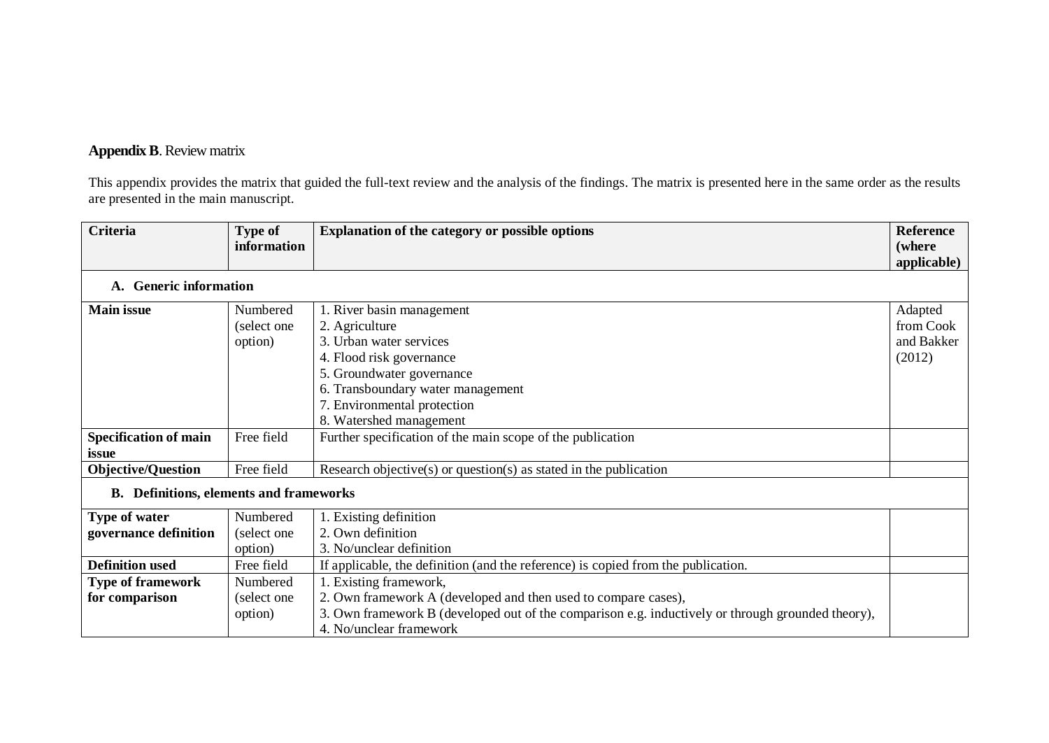**Appendix B**. Review matrix

This appendix provides the matrix that guided the full-text review and the analysis of the findings. The matrix is presented here in the same order as the results are presented in the main manuscript.

| Criteria | Type of information | Explanation of the category or possible options | Reference (where applicable) |
|---|---|---|---|
| **A. Generic information** | | | |
| **Main issue** | Numbered (select one option) | 1. River basin management<br>2. Agriculture<br>3. Urban water services<br>4. Flood risk governance<br>5. Groundwater governance<br>6. Transboundary water management<br>7. Environmental protection<br>8. Watershed management | Adapted from Cook and Bakker (2012) |
| **Specification of main issue** | Free field | Further specification of the main scope of the publication | |
| **Objective/Question** | Free field | Research objective(s) or question(s) as stated in the publication | |
| **B. Definitions, elements and frameworks** | | | |
| **Type of water governance definition** | Numbered (select one option) | 1. Existing definition<br>2. Own definition<br>3. No/unclear definition | |
| **Definition used** | Free field | If applicable, the definition (and the reference) is copied from the publication. | |
| **Type of framework for comparison** | Numbered (select one option) | 1. Existing framework,<br>2. Own framework A (developed and then used to compare cases),<br>3. Own framework B (developed out of the comparison e.g. inductively or through grounded theory),<br>4. No/unclear framework | |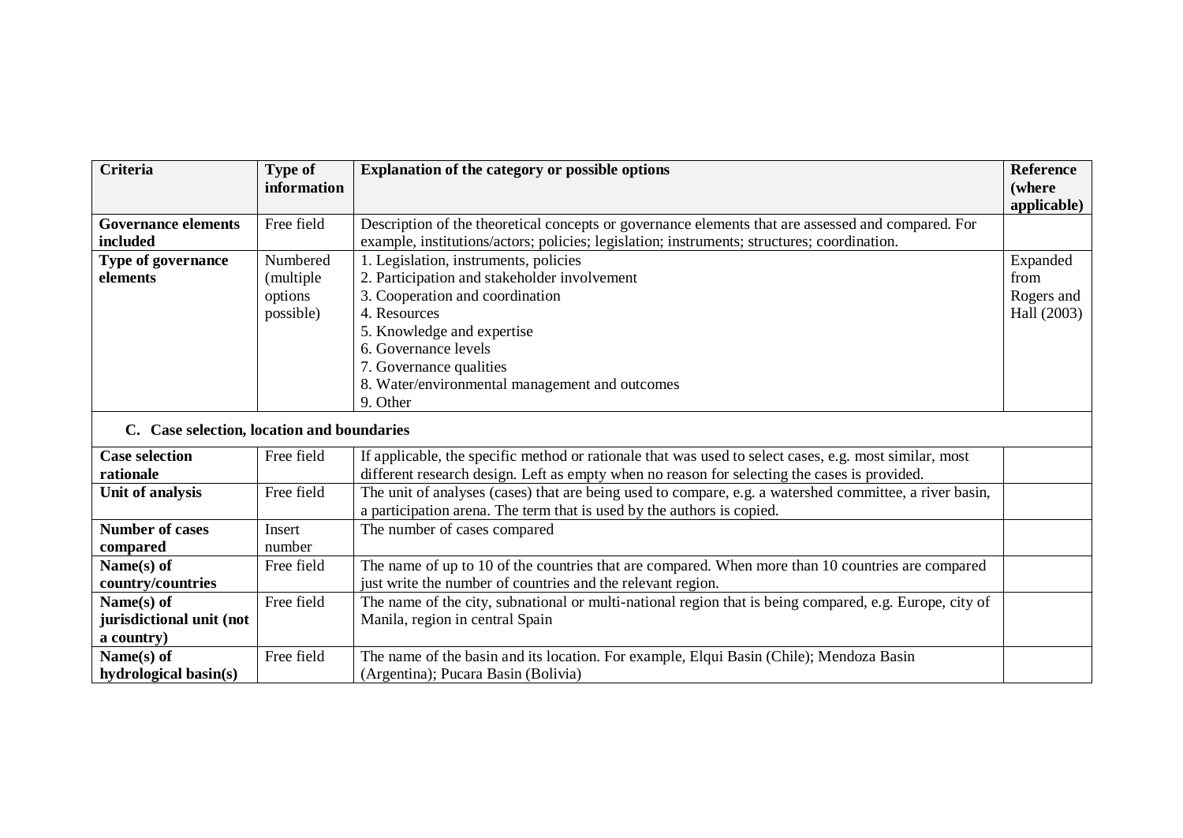| Criteria | Type of information | Explanation of the category or possible options | Reference (where applicable) |
|---|---|---|---|
| **Governance elements included** | Free field | Description of the theoretical concepts or governance elements that are assessed and compared. For example, institutions/actors; policies; legislation; instruments; structures; coordination. | |
| **Type of governance elements** | Numbered (multiple options possible) | 1. Legislation, instruments, policies<br>2. Participation and stakeholder involvement<br>3. Cooperation and coordination<br>4. Resources<br>5. Knowledge and expertise<br>6. Governance levels<br>7. Governance qualities<br>8. Water/environmental management and outcomes<br>9. Other | Expanded from Rogers and Hall (2003) |
| **C. Case selection, location and boundaries** | | | |
| **Case selection rationale** | Free field | If applicable, the specific method or rationale that was used to select cases, e.g. most similar, most different research design. Left as empty when no reason for selecting the cases is provided. | |
| **Unit of analysis** | Free field | The unit of analyses (cases) that are being used to compare, e.g. a watershed committee, a river basin, a participation arena. The term that is used by the authors is copied. | |
| **Number of cases compared** | Insert number | The number of cases compared | |
| **Name(s) of country/countries** | Free field | The name of up to 10 of the countries that are compared. When more than 10 countries are compared just write the number of countries and the relevant region. | |
| **Name(s) of jurisdictional unit (not a country)** | Free field | The name of the city, subnational or multi-national region that is being compared, e.g. Europe, city of Manila, region in central Spain | |
| **Name(s) of hydrological basin(s)** | Free field | The name of the basin and its location. For example, Elqui Basin (Chile); Mendoza Basin (Argentina); Pucara Basin (Bolivia) | |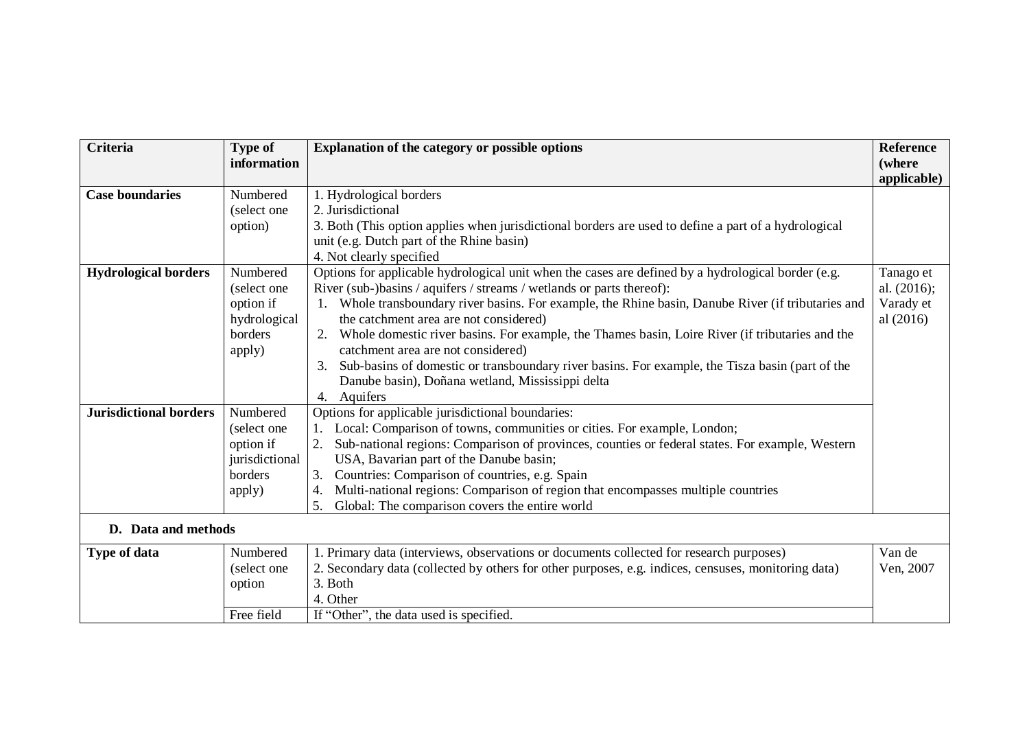| Criteria | Type of information | Explanation of the category or possible options | Reference (where applicable) |
|---|---|---|---|
| **Case boundaries** | Numbered (select one option) | 1. Hydrological borders<br>2. Jurisdictional<br>3. Both (This option applies when jurisdictional borders are used to define a part of a hydrological unit (e.g. Dutch part of the Rhine basin)<br>4. Not clearly specified | |
| **Hydrological borders** | Numbered (select one option if hydrological borders apply) | Options for applicable hydrological unit when the cases are defined by a hydrological border (e.g. River (sub-)basins / aquifers / streams / wetlands or parts thereof):<br>1. Whole transboundary river basins. For example, the Rhine basin, Danube River (if tributaries and the catchment area are not considered)<br>2. Whole domestic river basins. For example, the Thames basin, Loire River (if tributaries and the catchment area are not considered)<br>3. Sub-basins of domestic or transboundary river basins. For example, the Tisza basin (part of the Danube basin), Doñana wetland, Mississippi delta<br>4. Aquifers | Tanago et al. (2016); Varady et al (2016) |
| **Jurisdictional borders** | Numbered (select one option if jurisdictional borders apply) | Options for applicable jurisdictional boundaries:<br>1. Local: Comparison of towns, communities or cities. For example, London;<br>2. Sub-national regions: Comparison of provinces, counties or federal states. For example, Western USA, Bavarian part of the Danube basin;<br>3. Countries: Comparison of countries, e.g. Spain<br>4. Multi-national regions: Comparison of region that encompasses multiple countries<br>5. Global: The comparison covers the entire world | |
| **D. Data and methods** | | | |
| **Type of data** | Numbered (select one option | 1. Primary data (interviews, observations or documents collected for research purposes)<br>2. Secondary data (collected by others for other purposes, e.g. indices, censuses, monitoring data)<br>3. Both<br>4. Other | Van de Ven, 2007 |
| | Free field | If "Other", the data used is specified. | |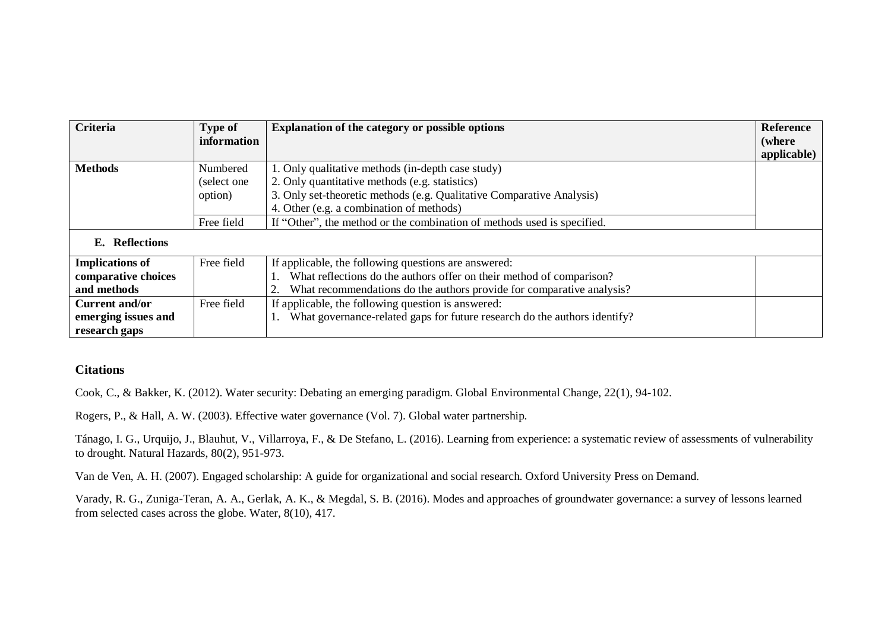| Criteria | Type of information | Explanation of the category or possible options | Reference (where applicable) |
|---|---|---|---|
| **Methods** | Numbered (select one option) | 1. Only qualitative methods (in-depth case study)<br>2. Only quantitative methods (e.g. statistics)<br>3. Only set-theoretic methods (e.g. Qualitative Comparative Analysis)<br>4. Other (e.g. a combination of methods) | |
| | Free field | If "Other", the method or the combination of methods used is specified. | |
| **E. Reflections** | | | |
| **Implications of comparative choices and methods** | Free field | If applicable, the following questions are answered:<br>1. What reflections do the authors offer on their method of comparison?<br>2. What recommendations do the authors provide for comparative analysis? | |
| **Current and/or emerging issues and research gaps** | Free field | If applicable, the following question is answered:<br>1. What governance-related gaps for future research do the authors identify? | |

## Citations

Cook, C., & Bakker, K. (2012). Water security: Debating an emerging paradigm. Global Environmental Change, 22(1), 94-102.

Rogers, P., & Hall, A. W. (2003). Effective water governance (Vol. 7). Global water partnership.

Tánago, I. G., Urquijo, J., Blauhut, V., Villarroya, F., & De Stefano, L. (2016). Learning from experience: a systematic review of assessments of vulnerability to drought. Natural Hazards, 80(2), 951-973.

Van de Ven, A. H. (2007). Engaged scholarship: A guide for organizational and social research. Oxford University Press on Demand.

Varady, R. G., Zuniga-Teran, A. A., Gerlak, A. K., & Megdal, S. B. (2016). Modes and approaches of groundwater governance: a survey of lessons learned from selected cases across the globe. Water, 8(10), 417.